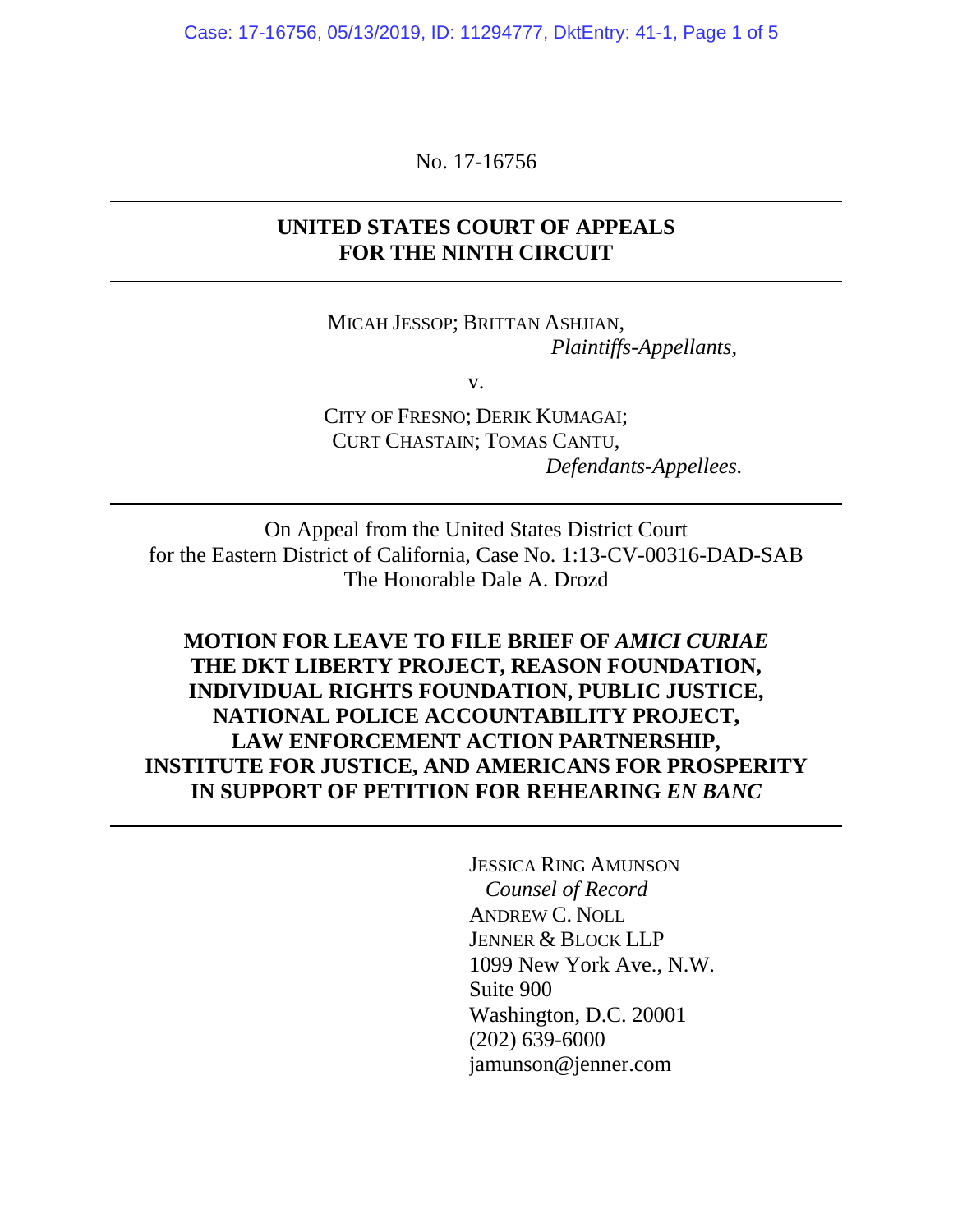No. 17-16756

---

**UNITED STATES COURT OF APPEALS**
**FOR THE NINTH CIRCUIT**

---

MICAH JESSOP; BRITTAN ASHJIAN,
*Plaintiffs-Appellants,*

v.

CITY OF FRESNO; DERIK KUMAGAI;
CURT CHASTAIN; TOMAS CANTU,
*Defendants-Appellees.*

---

On Appeal from the United States District Court
for the Eastern District of California, Case No. 1:13-CV-00316-DAD-SAB
The Honorable Dale A. Drozd

---

**MOTION FOR LEAVE TO FILE BRIEF OF *AMICI CURIAE* THE DKT LIBERTY PROJECT, REASON FOUNDATION, INDIVIDUAL RIGHTS FOUNDATION, PUBLIC JUSTICE, NATIONAL POLICE ACCOUNTABILITY PROJECT, LAW ENFORCEMENT ACTION PARTNERSHIP, INSTITUTE FOR JUSTICE, AND AMERICANS FOR PROSPERITY IN SUPPORT OF PETITION FOR REHEARING *EN BANC***

---

JESSICA RING AMUNSON
*Counsel of Record*
ANDREW C. NOLL
JENNER & BLOCK LLP
1099 New York Ave., N.W.
Suite 900
Washington, D.C. 20001
(202) 639-6000
jamunson@jenner.com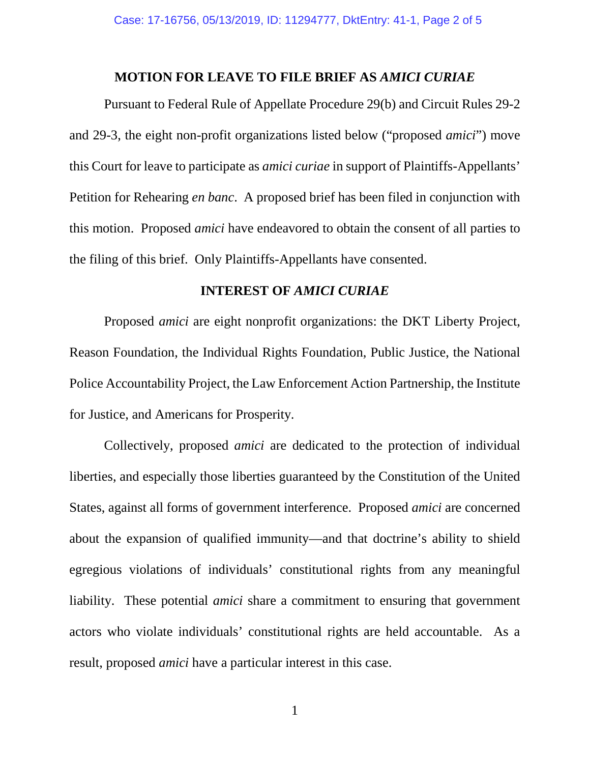## MOTION FOR LEAVE TO FILE BRIEF AS *AMICI CURIAE*

Pursuant to Federal Rule of Appellate Procedure 29(b) and Circuit Rules 29-2 and 29-3, the eight non-profit organizations listed below ("proposed *amici*") move this Court for leave to participate as *amici curiae* in support of Plaintiffs-Appellants' Petition for Rehearing *en banc*. A proposed brief has been filed in conjunction with this motion. Proposed *amici* have endeavored to obtain the consent of all parties to the filing of this brief. Only Plaintiffs-Appellants have consented.

## INTEREST OF *AMICI CURIAE*

Proposed *amici* are eight nonprofit organizations: the DKT Liberty Project, Reason Foundation, the Individual Rights Foundation, Public Justice, the National Police Accountability Project, the Law Enforcement Action Partnership, the Institute for Justice, and Americans for Prosperity.

Collectively, proposed *amici* are dedicated to the protection of individual liberties, and especially those liberties guaranteed by the Constitution of the United States, against all forms of government interference. Proposed *amici* are concerned about the expansion of qualified immunity—and that doctrine's ability to shield egregious violations of individuals' constitutional rights from any meaningful liability. These potential *amici* share a commitment to ensuring that government actors who violate individuals' constitutional rights are held accountable. As a result, proposed *amici* have a particular interest in this case.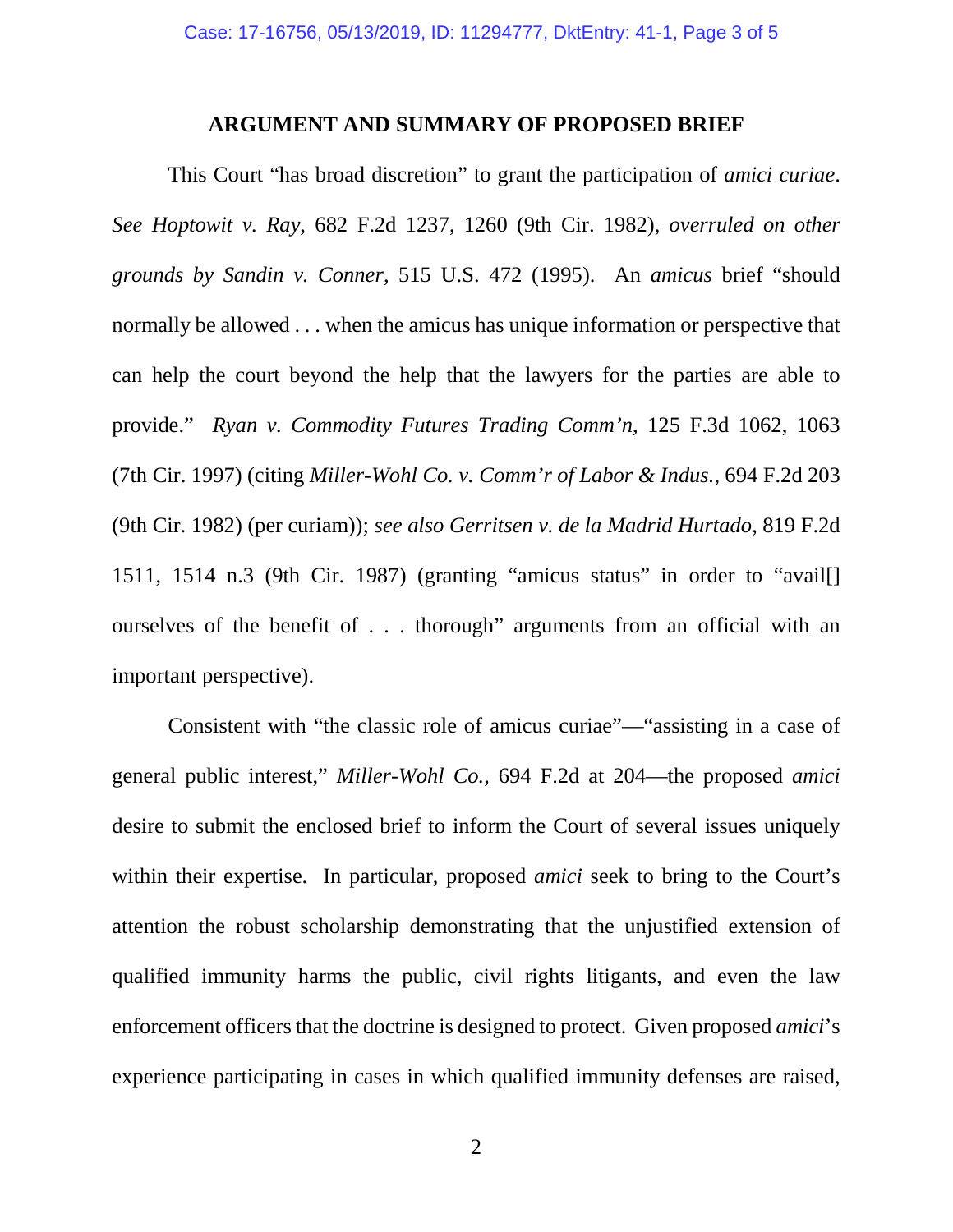## ARGUMENT AND SUMMARY OF PROPOSED BRIEF

This Court "has broad discretion" to grant the participation of *amici curiae*. *See Hoptowit v. Ray*, 682 F.2d 1237, 1260 (9th Cir. 1982), *overruled on other grounds by Sandin v. Conner*, 515 U.S. 472 (1995). An *amicus* brief "should normally be allowed . . . when the amicus has unique information or perspective that can help the court beyond the help that the lawyers for the parties are able to provide." *Ryan v. Commodity Futures Trading Comm'n*, 125 F.3d 1062, 1063 (7th Cir. 1997) (citing *Miller-Wohl Co. v. Comm'r of Labor & Indus.*, 694 F.2d 203 (9th Cir. 1982) (per curiam)); *see also Gerritsen v. de la Madrid Hurtado*, 819 F.2d 1511, 1514 n.3 (9th Cir. 1987) (granting "amicus status" in order to "avail[] ourselves of the benefit of . . . thorough" arguments from an official with an important perspective).

Consistent with "the classic role of amicus curiae"—"assisting in a case of general public interest," *Miller-Wohl Co.*, 694 F.2d at 204—the proposed *amici* desire to submit the enclosed brief to inform the Court of several issues uniquely within their expertise. In particular, proposed *amici* seek to bring to the Court's attention the robust scholarship demonstrating that the unjustified extension of qualified immunity harms the public, civil rights litigants, and even the law enforcement officers that the doctrine is designed to protect. Given proposed *amici*'s experience participating in cases in which qualified immunity defenses are raised,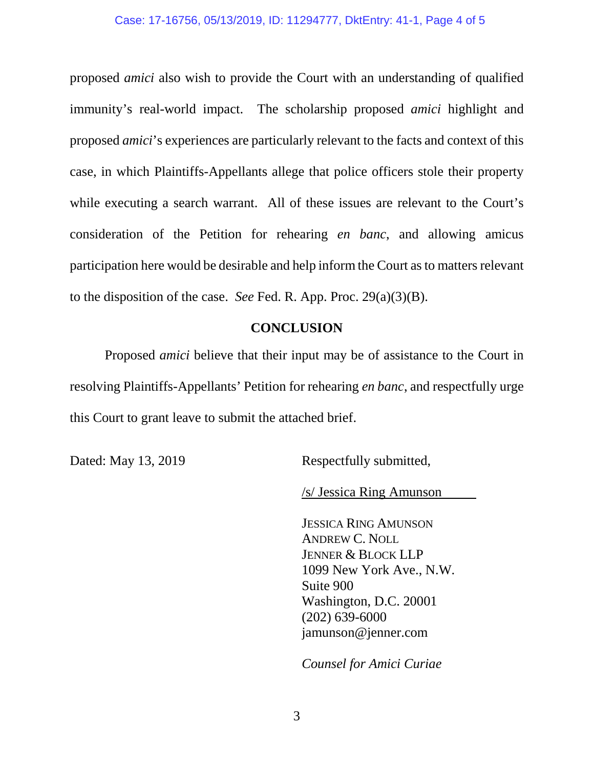proposed *amici* also wish to provide the Court with an understanding of qualified immunity's real-world impact. The scholarship proposed *amici* highlight and proposed *amici*'s experiences are particularly relevant to the facts and context of this case, in which Plaintiffs-Appellants allege that police officers stole their property while executing a search warrant. All of these issues are relevant to the Court's consideration of the Petition for rehearing *en banc*, and allowing amicus participation here would be desirable and help inform the Court as to matters relevant to the disposition of the case. *See* Fed. R. App. Proc. 29(a)(3)(B).

## CONCLUSION

Proposed *amici* believe that their input may be of assistance to the Court in resolving Plaintiffs-Appellants' Petition for rehearing *en banc*, and respectfully urge this Court to grant leave to submit the attached brief.

Dated: May 13, 2019

Respectfully submitted,

/s/ Jessica Ring Amunson

JESSICA RING AMUNSON
ANDREW C. NOLL
JENNER & BLOCK LLP
1099 New York Ave., N.W.
Suite 900
Washington, D.C. 20001
(202) 639-6000
jamunson@jenner.com

*Counsel for Amici Curiae*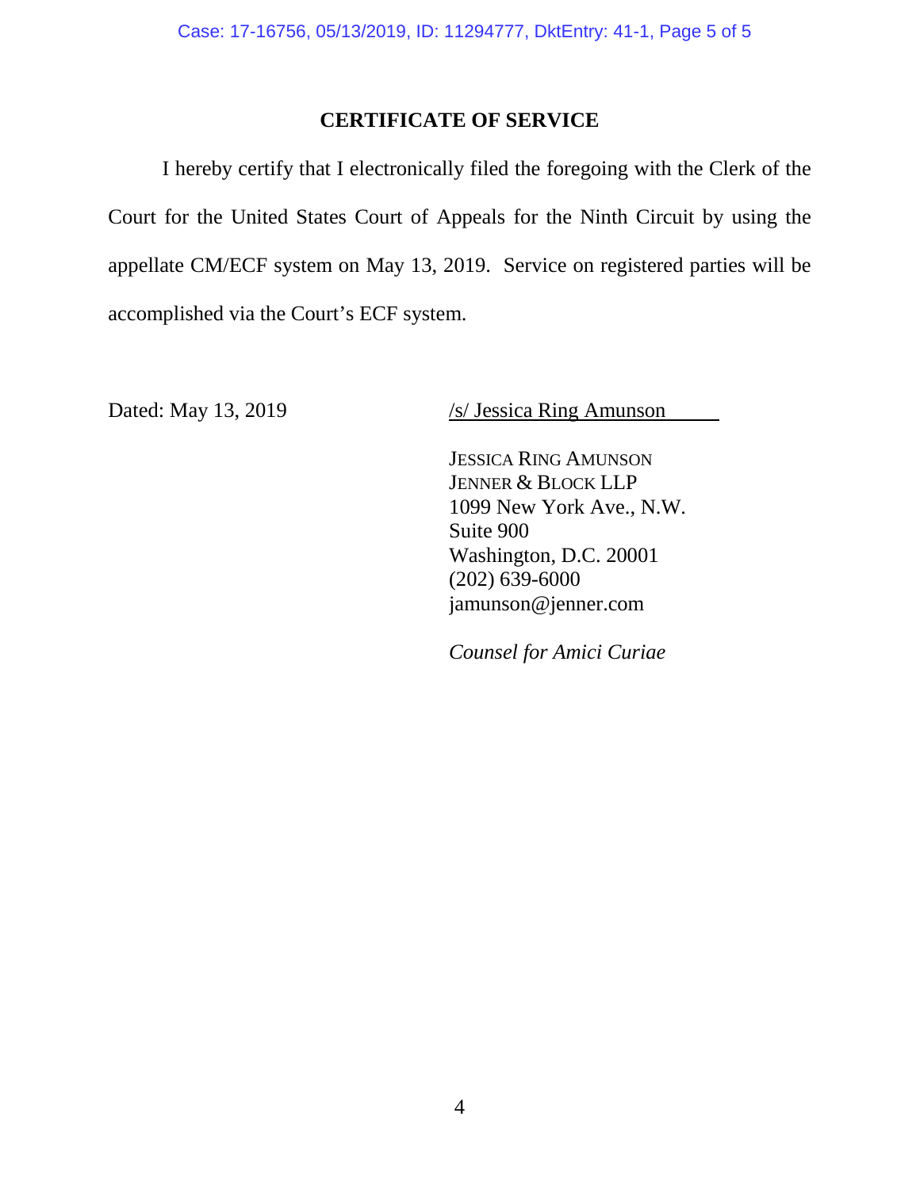## CERTIFICATE OF SERVICE

I hereby certify that I electronically filed the foregoing with the Clerk of the Court for the United States Court of Appeals for the Ninth Circuit by using the appellate CM/ECF system on May 13, 2019. Service on registered parties will be accomplished via the Court's ECF system.

Dated: May 13, 2019

/s/ Jessica Ring Amunson

JESSICA RING AMUNSON
JENNER & BLOCK LLP
1099 New York Ave., N.W.
Suite 900
Washington, D.C. 20001
(202) 639-6000
jamunson@jenner.com

*Counsel for Amici Curiae*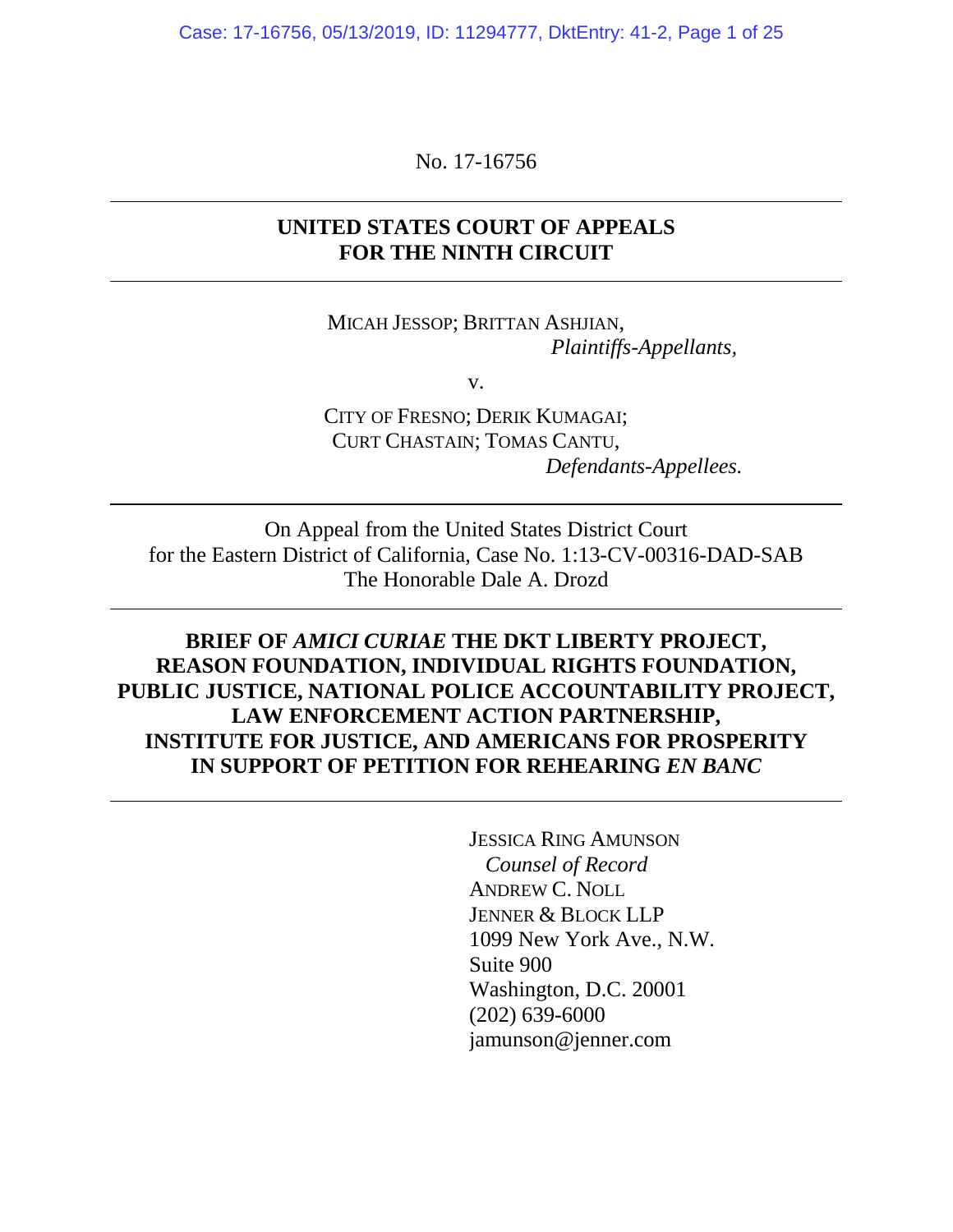No. 17-16756

## UNITED STATES COURT OF APPEALS FOR THE NINTH CIRCUIT

MICAH JESSOP; BRITTAN ASHJIAN,
*Plaintiffs-Appellants,*

v.

CITY OF FRESNO; DERIK KUMAGAI; CURT CHASTAIN; TOMAS CANTU,
*Defendants-Appellees.*

On Appeal from the United States District Court for the Eastern District of California, Case No. 1:13-CV-00316-DAD-SAB
The Honorable Dale A. Drozd

## BRIEF OF *AMICI CURIAE* THE DKT LIBERTY PROJECT, REASON FOUNDATION, INDIVIDUAL RIGHTS FOUNDATION, PUBLIC JUSTICE, NATIONAL POLICE ACCOUNTABILITY PROJECT, LAW ENFORCEMENT ACTION PARTNERSHIP, INSTITUTE FOR JUSTICE, AND AMERICANS FOR PROSPERITY IN SUPPORT OF PETITION FOR REHEARING *EN BANC*

JESSICA RING AMUNSON
*Counsel of Record*
ANDREW C. NOLL
JENNER & BLOCK LLP
1099 New York Ave., N.W.
Suite 900
Washington, D.C. 20001
(202) 639-6000
jamunson@jenner.com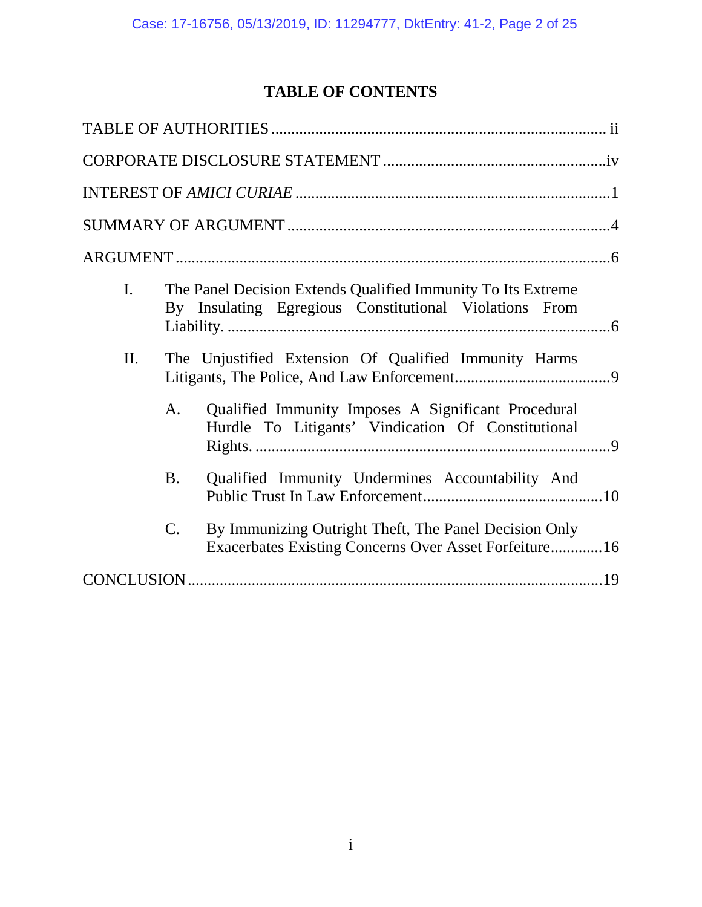# TABLE OF CONTENTS

TABLE OF AUTHORITIES .................................................................................. ii

CORPORATE DISCLOSURE STATEMENT .......................................................iv

INTEREST OF *AMICI CURIAE* ..............................................................................1

SUMMARY OF ARGUMENT ................................................................................4

ARGUMENT ............................................................................................................6

I. The Panel Decision Extends Qualified Immunity To Its Extreme By Insulating Egregious Constitutional Violations From Liability. ................................................................................................6

II. The Unjustified Extension Of Qualified Immunity Harms Litigants, The Police, And Law Enforcement.......................................9

   A. Qualified Immunity Imposes A Significant Procedural Hurdle To Litigants' Vindication Of Constitutional Rights. ........................................................................................9

   B. Qualified Immunity Undermines Accountability And Public Trust In Law Enforcement.............................................10

   C. By Immunizing Outright Theft, The Panel Decision Only Exacerbates Existing Concerns Over Asset Forfeiture.............16

CONCLUSION .......................................................................................................19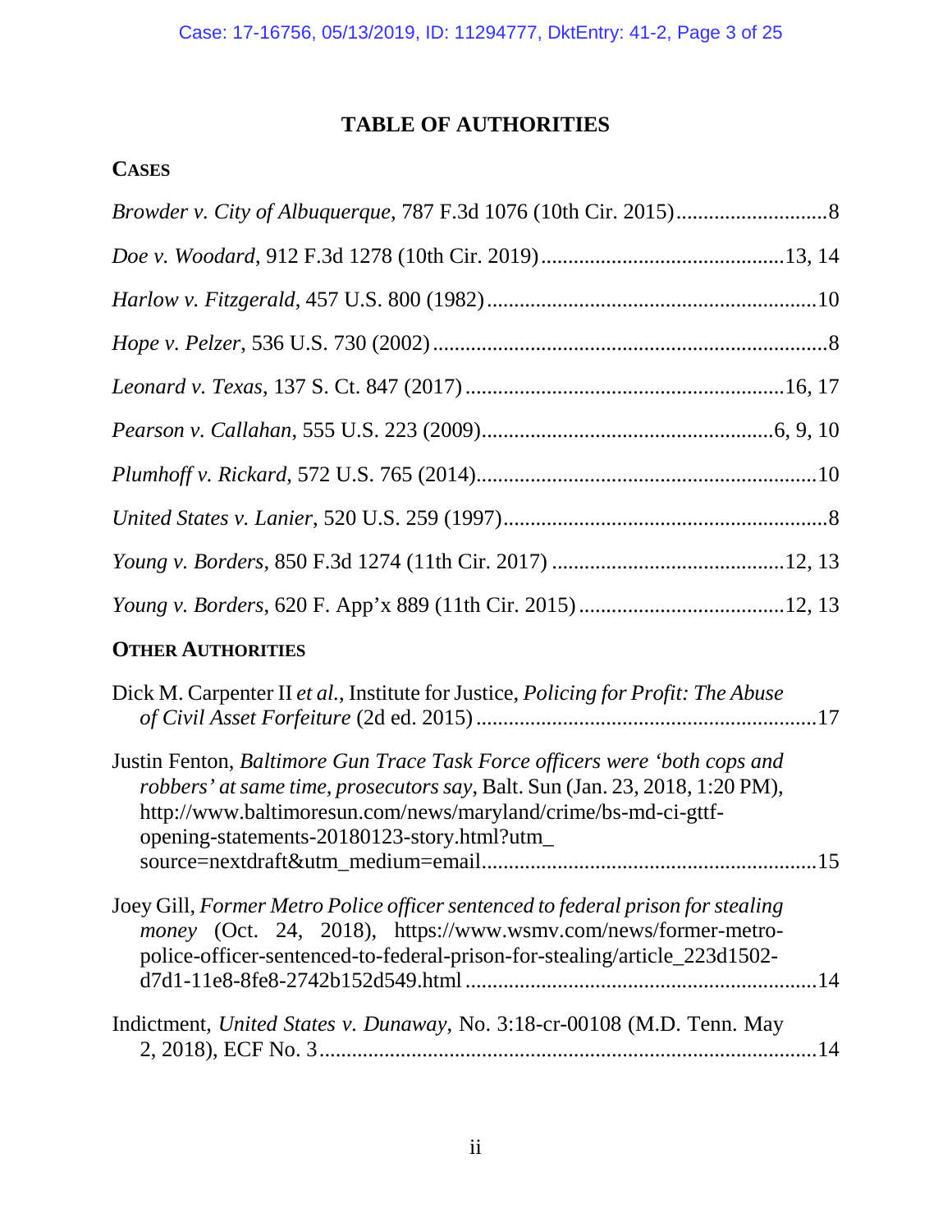# TABLE OF AUTHORITIES

## CASES

*Browder v. City of Albuquerque*, 787 F.3d 1076 (10th Cir. 2015)............................8

*Doe v. Woodard*, 912 F.3d 1278 (10th Cir. 2019)............................................13, 14

*Harlow v. Fitzgerald*, 457 U.S. 800 (1982)............................................................10

*Hope v. Pelzer*, 536 U.S. 730 (2002).......................................................................8

*Leonard v. Texas*, 137 S. Ct. 847 (2017)..........................................................16, 17

*Pearson v. Callahan*, 555 U.S. 223 (2009).....................................................6, 9, 10

*Plumhoff v. Rickard*, 572 U.S. 765 (2014)..............................................................10

*United States v. Lanier*, 520 U.S. 259 (1997)...........................................................8

*Young v. Borders*, 850 F.3d 1274 (11th Cir. 2017) ..........................................12, 13

*Young v. Borders*, 620 F. App'x 889 (11th Cir. 2015) ......................................12, 13

## OTHER AUTHORITIES

Dick M. Carpenter II *et al.*, Institute for Justice, *Policing for Profit: The Abuse of Civil Asset Forfeiture* (2d ed. 2015)...............................................................17

Justin Fenton, *Baltimore Gun Trace Task Force officers were 'both cops and robbers' at same time, prosecutors say*, Balt. Sun (Jan. 23, 2018, 1:20 PM), http://www.baltimoresun.com/news/maryland/crime/bs-md-ci-gttf-opening-statements-20180123-story.html?utm_source=nextdraft&utm_medium=email.............................................................15

Joey Gill, *Former Metro Police officer sentenced to federal prison for stealing money* (Oct. 24, 2018), https://www.wsmv.com/news/former-metro-police-officer-sentenced-to-federal-prison-for-stealing/article_223d1502-d7d1-11e8-8fe8-2742b152d549.html ................................................................14

Indictment, *United States v. Dunaway*, No. 3:18-cr-00108 (M.D. Tenn. May 2, 2018), ECF No. 3...........................................................................................14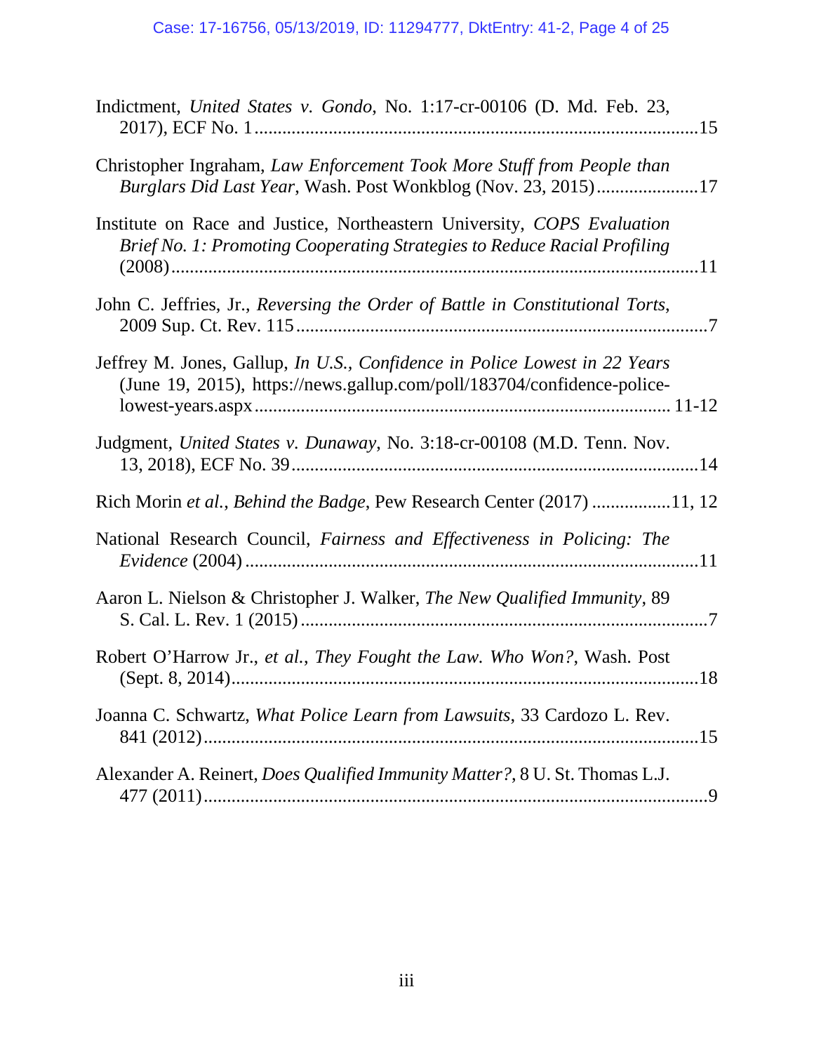Indictment, *United States v. Gondo*, No. 1:17-cr-00106 (D. Md. Feb. 23, 2017), ECF No. 1 ............................................................................................15

Christopher Ingraham, *Law Enforcement Took More Stuff from People than Burglars Did Last Year*, Wash. Post Wonkblog (Nov. 23, 2015) ......................17

Institute on Race and Justice, Northeastern University, *COPS Evaluation Brief No. 1: Promoting Cooperating Strategies to Reduce Racial Profiling* (2008) ............................................................................................................11

John C. Jeffries, Jr., *Reversing the Order of Battle in Constitutional Torts*, 2009 Sup. Ct. Rev. 115 .......................................................................................7

Jeffrey M. Jones, Gallup, *In U.S., Confidence in Police Lowest in 22 Years* (June 19, 2015), https://news.gallup.com/poll/183704/confidence-police-lowest-years.aspx ........................................................................................ 11-12

Judgment, *United States v. Dunaway*, No. 3:18-cr-00108 (M.D. Tenn. Nov. 13, 2018), ECF No. 39 ......................................................................................14

Rich Morin *et al.*, *Behind the Badge*, Pew Research Center (2017) .................11, 12

National Research Council, *Fairness and Effectiveness in Policing: The Evidence* (2004) ...............................................................................................11

Aaron L. Nielson & Christopher J. Walker, *The New Qualified Immunity*, 89 S. Cal. L. Rev. 1 (2015) ......................................................................................7

Robert O'Harrow Jr., *et al.*, *They Fought the Law. Who Won?*, Wash. Post (Sept. 8, 2014)...................................................................................................18

Joanna C. Schwartz, *What Police Learn from Lawsuits*, 33 Cardozo L. Rev. 841 (2012)..........................................................................................................15

Alexander A. Reinert, *Does Qualified Immunity Matter?*, 8 U. St. Thomas L.J. 477 (2011)............................................................................................................9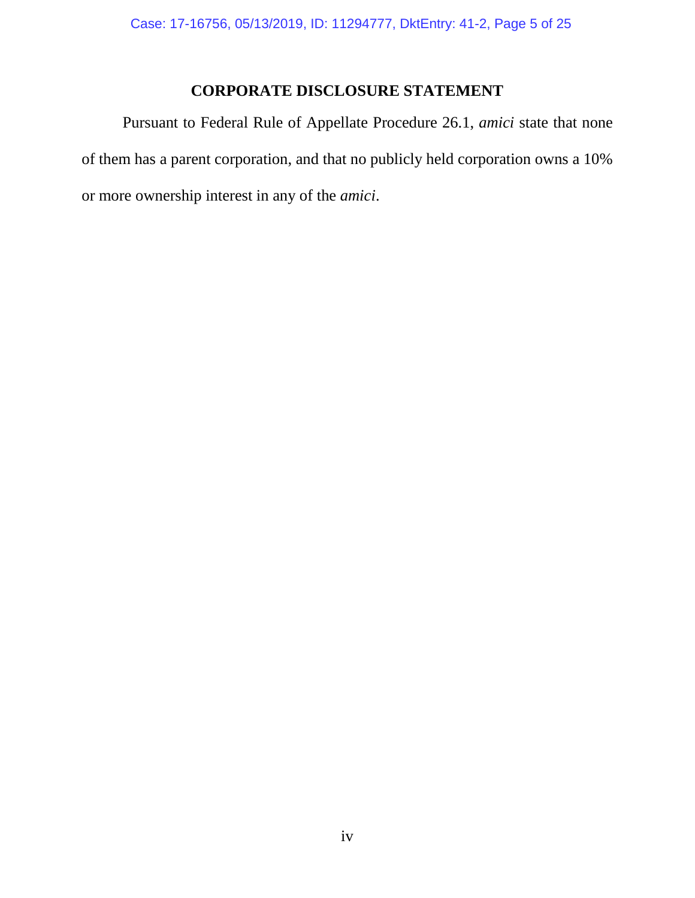## CORPORATE DISCLOSURE STATEMENT

Pursuant to Federal Rule of Appellate Procedure 26.1, *amici* state that none of them has a parent corporation, and that no publicly held corporation owns a 10% or more ownership interest in any of the *amici*.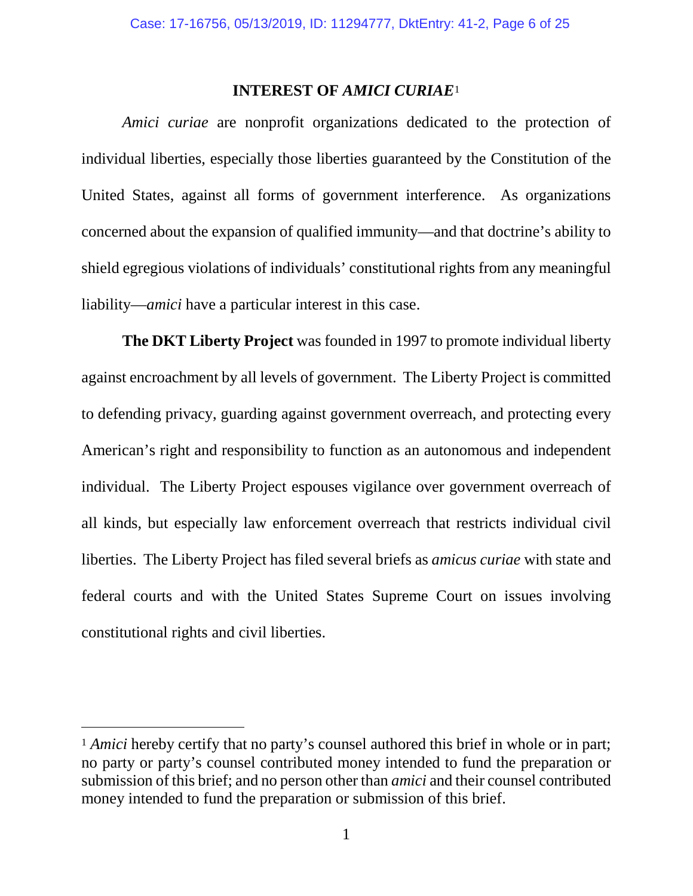## INTEREST OF *AMICI CURIAE*[1]

*Amici curiae* are nonprofit organizations dedicated to the protection of individual liberties, especially those liberties guaranteed by the Constitution of the United States, against all forms of government interference. As organizations concerned about the expansion of qualified immunity—and that doctrine's ability to shield egregious violations of individuals' constitutional rights from any meaningful liability—*amici* have a particular interest in this case.

**The DKT Liberty Project** was founded in 1997 to promote individual liberty against encroachment by all levels of government. The Liberty Project is committed to defending privacy, guarding against government overreach, and protecting every American's right and responsibility to function as an autonomous and independent individual. The Liberty Project espouses vigilance over government overreach of all kinds, but especially law enforcement overreach that restricts individual civil liberties. The Liberty Project has filed several briefs as *amicus curiae* with state and federal courts and with the United States Supreme Court on issues involving constitutional rights and civil liberties.

---

[1] *Amici* hereby certify that no party's counsel authored this brief in whole or in part; no party or party's counsel contributed money intended to fund the preparation or submission of this brief; and no person other than *amici* and their counsel contributed money intended to fund the preparation or submission of this brief.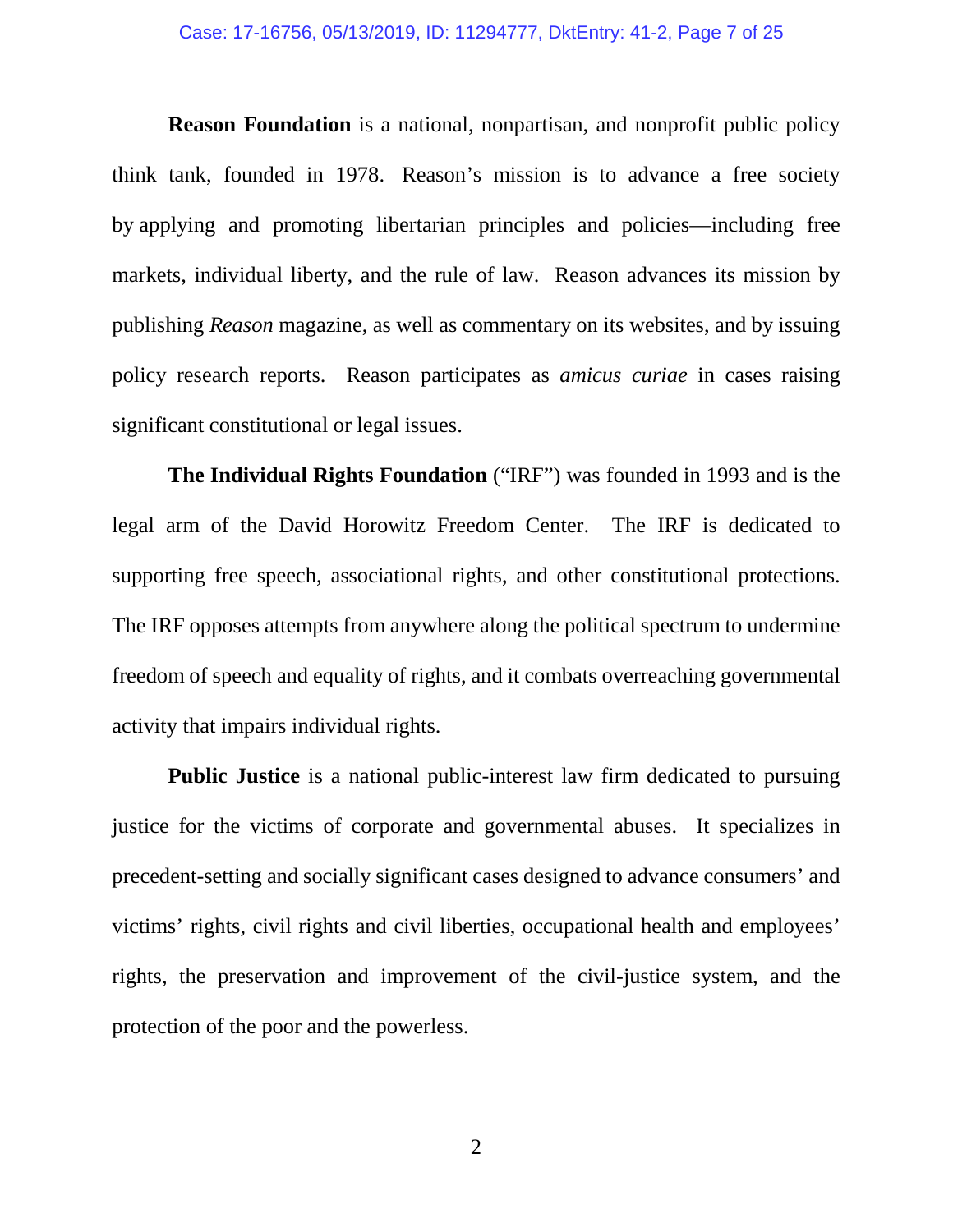**Reason Foundation** is a national, nonpartisan, and nonprofit public policy think tank, founded in 1978. Reason's mission is to advance a free society by applying and promoting libertarian principles and policies—including free markets, individual liberty, and the rule of law. Reason advances its mission by publishing *Reason* magazine, as well as commentary on its websites, and by issuing policy research reports. Reason participates as *amicus curiae* in cases raising significant constitutional or legal issues.

**The Individual Rights Foundation** ("IRF") was founded in 1993 and is the legal arm of the David Horowitz Freedom Center. The IRF is dedicated to supporting free speech, associational rights, and other constitutional protections. The IRF opposes attempts from anywhere along the political spectrum to undermine freedom of speech and equality of rights, and it combats overreaching governmental activity that impairs individual rights.

**Public Justice** is a national public-interest law firm dedicated to pursuing justice for the victims of corporate and governmental abuses. It specializes in precedent-setting and socially significant cases designed to advance consumers' and victims' rights, civil rights and civil liberties, occupational health and employees' rights, the preservation and improvement of the civil-justice system, and the protection of the poor and the powerless.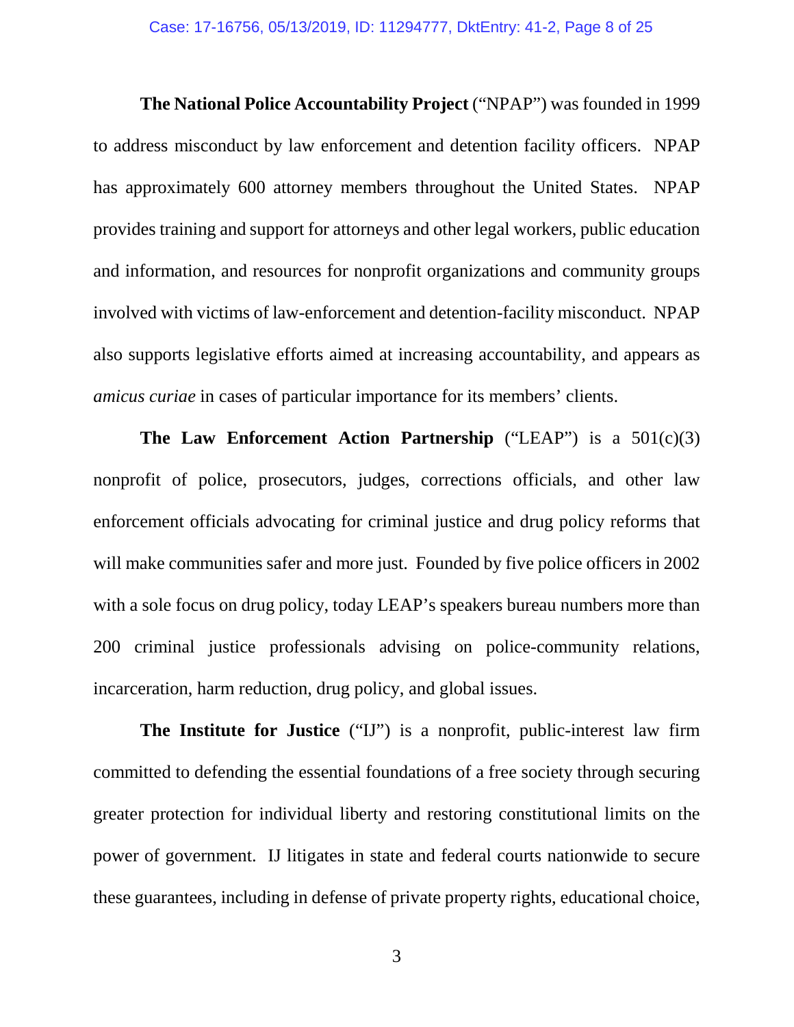**The National Police Accountability Project** ("NPAP") was founded in 1999 to address misconduct by law enforcement and detention facility officers. NPAP has approximately 600 attorney members throughout the United States. NPAP provides training and support for attorneys and other legal workers, public education and information, and resources for nonprofit organizations and community groups involved with victims of law-enforcement and detention-facility misconduct. NPAP also supports legislative efforts aimed at increasing accountability, and appears as *amicus curiae* in cases of particular importance for its members' clients.

**The Law Enforcement Action Partnership** ("LEAP") is a 501(c)(3) nonprofit of police, prosecutors, judges, corrections officials, and other law enforcement officials advocating for criminal justice and drug policy reforms that will make communities safer and more just. Founded by five police officers in 2002 with a sole focus on drug policy, today LEAP's speakers bureau numbers more than 200 criminal justice professionals advising on police-community relations, incarceration, harm reduction, drug policy, and global issues.

**The Institute for Justice** ("IJ") is a nonprofit, public-interest law firm committed to defending the essential foundations of a free society through securing greater protection for individual liberty and restoring constitutional limits on the power of government. IJ litigates in state and federal courts nationwide to secure these guarantees, including in defense of private property rights, educational choice,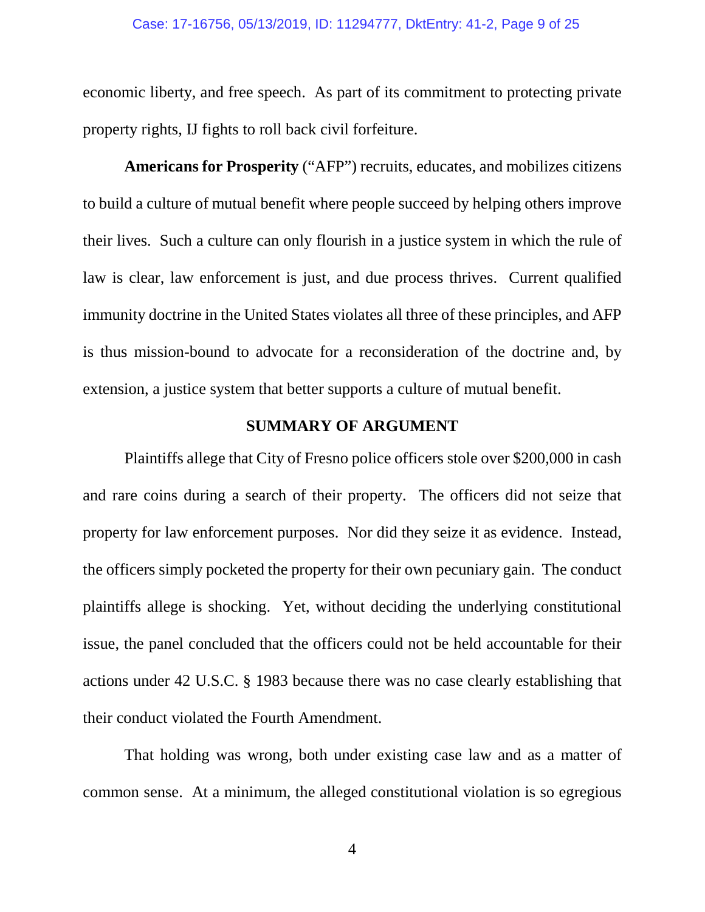economic liberty, and free speech. As part of its commitment to protecting private property rights, IJ fights to roll back civil forfeiture.

**Americans for Prosperity** ("AFP") recruits, educates, and mobilizes citizens to build a culture of mutual benefit where people succeed by helping others improve their lives. Such a culture can only flourish in a justice system in which the rule of law is clear, law enforcement is just, and due process thrives. Current qualified immunity doctrine in the United States violates all three of these principles, and AFP is thus mission-bound to advocate for a reconsideration of the doctrine and, by extension, a justice system that better supports a culture of mutual benefit.

## SUMMARY OF ARGUMENT

Plaintiffs allege that City of Fresno police officers stole over $200,000 in cash and rare coins during a search of their property. The officers did not seize that property for law enforcement purposes. Nor did they seize it as evidence. Instead, the officers simply pocketed the property for their own pecuniary gain. The conduct plaintiffs allege is shocking. Yet, without deciding the underlying constitutional issue, the panel concluded that the officers could not be held accountable for their actions under 42 U.S.C. § 1983 because there was no case clearly establishing that their conduct violated the Fourth Amendment.

That holding was wrong, both under existing case law and as a matter of common sense. At a minimum, the alleged constitutional violation is so egregious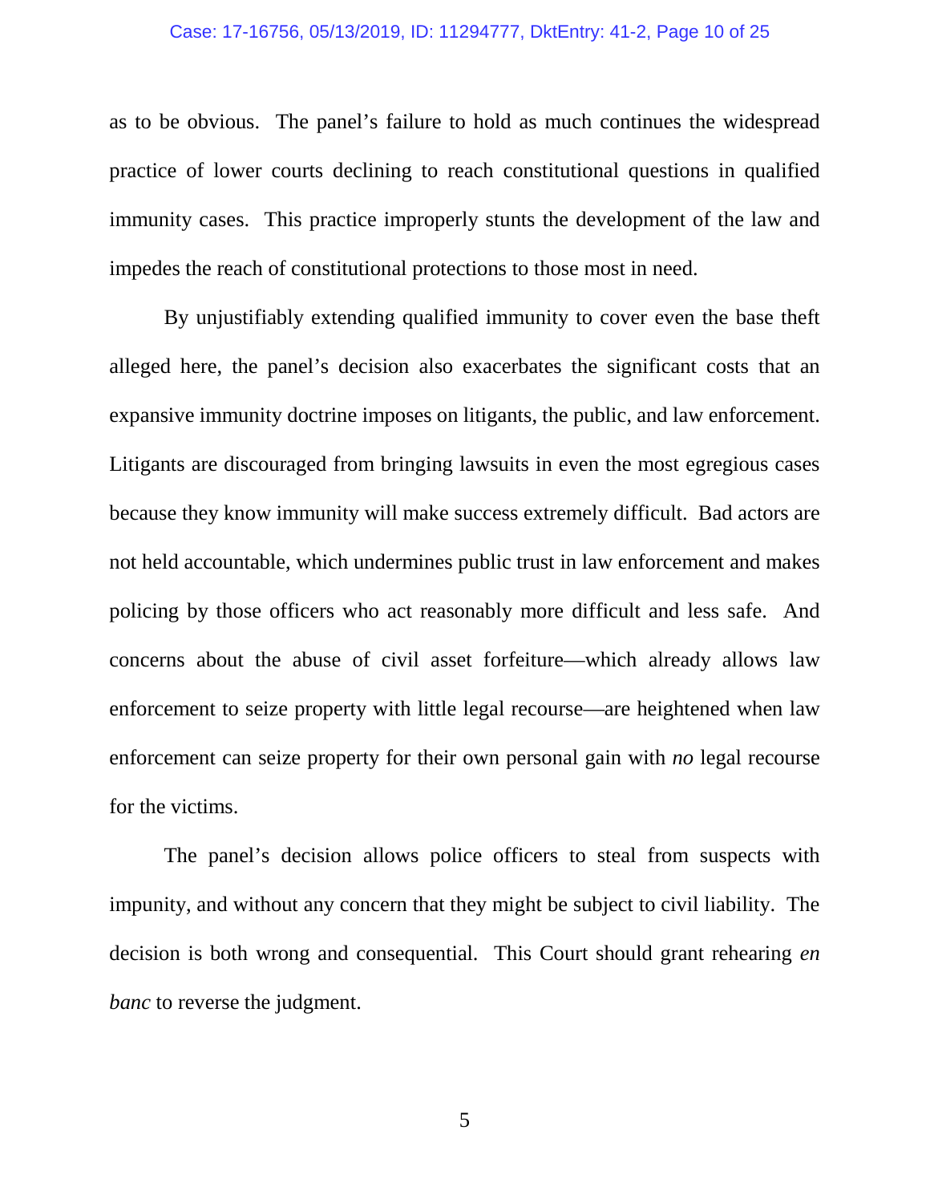as to be obvious. The panel's failure to hold as much continues the widespread practice of lower courts declining to reach constitutional questions in qualified immunity cases. This practice improperly stunts the development of the law and impedes the reach of constitutional protections to those most in need.

By unjustifiably extending qualified immunity to cover even the base theft alleged here, the panel's decision also exacerbates the significant costs that an expansive immunity doctrine imposes on litigants, the public, and law enforcement. Litigants are discouraged from bringing lawsuits in even the most egregious cases because they know immunity will make success extremely difficult. Bad actors are not held accountable, which undermines public trust in law enforcement and makes policing by those officers who act reasonably more difficult and less safe. And concerns about the abuse of civil asset forfeiture—which already allows law enforcement to seize property with little legal recourse—are heightened when law enforcement can seize property for their own personal gain with *no* legal recourse for the victims.

The panel's decision allows police officers to steal from suspects with impunity, and without any concern that they might be subject to civil liability. The decision is both wrong and consequential. This Court should grant rehearing *en banc* to reverse the judgment.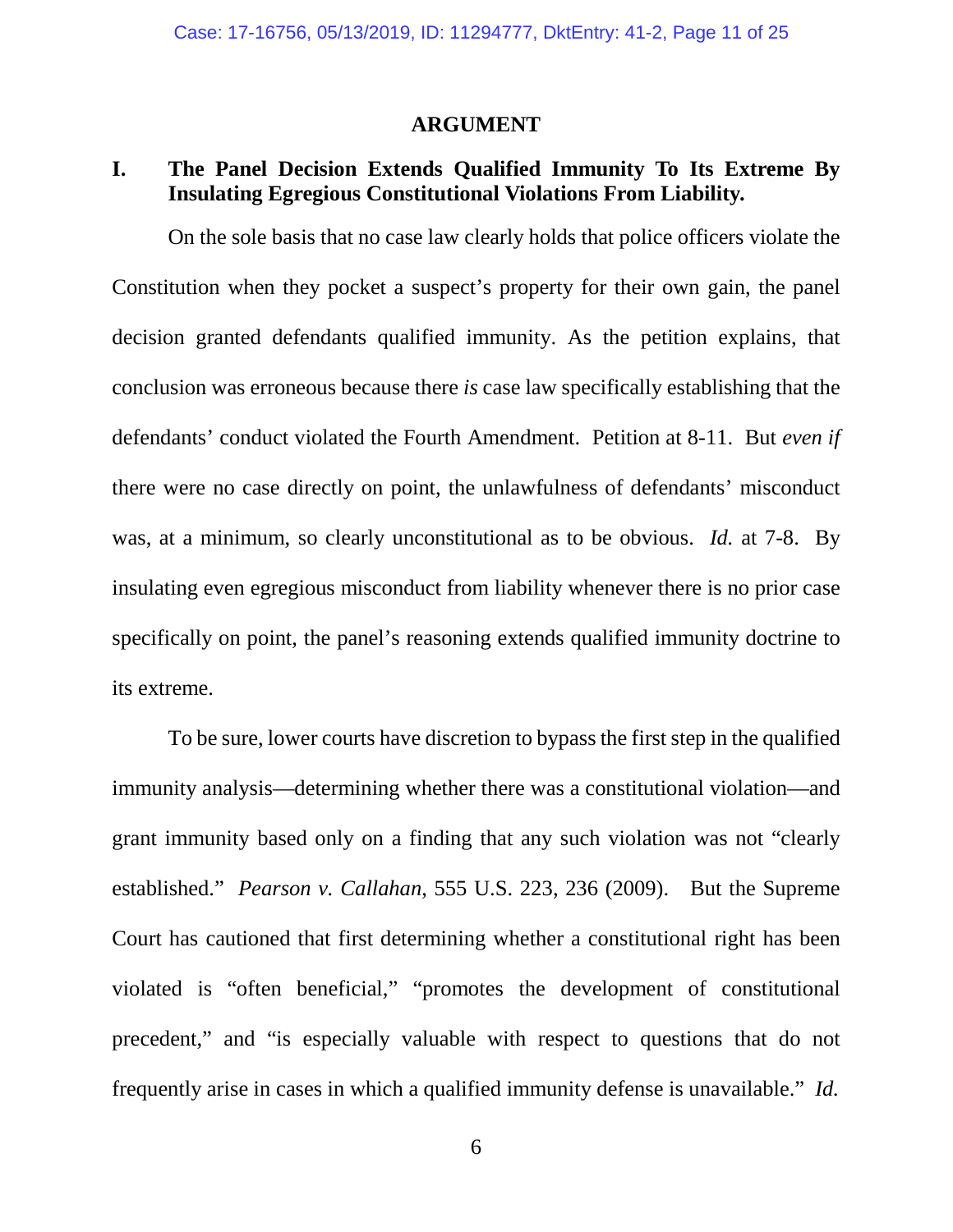## ARGUMENT

### I. The Panel Decision Extends Qualified Immunity To Its Extreme By Insulating Egregious Constitutional Violations From Liability.

On the sole basis that no case law clearly holds that police officers violate the Constitution when they pocket a suspect's property for their own gain, the panel decision granted defendants qualified immunity. As the petition explains, that conclusion was erroneous because there *is* case law specifically establishing that the defendants' conduct violated the Fourth Amendment. Petition at 8-11. But *even if* there were no case directly on point, the unlawfulness of defendants' misconduct was, at a minimum, so clearly unconstitutional as to be obvious. *Id.* at 7-8. By insulating even egregious misconduct from liability whenever there is no prior case specifically on point, the panel's reasoning extends qualified immunity doctrine to its extreme.

To be sure, lower courts have discretion to bypass the first step in the qualified immunity analysis—determining whether there was a constitutional violation—and grant immunity based only on a finding that any such violation was not "clearly established." *Pearson v. Callahan*, 555 U.S. 223, 236 (2009). But the Supreme Court has cautioned that first determining whether a constitutional right has been violated is "often beneficial," "promotes the development of constitutional precedent," and "is especially valuable with respect to questions that do not frequently arise in cases in which a qualified immunity defense is unavailable." *Id.*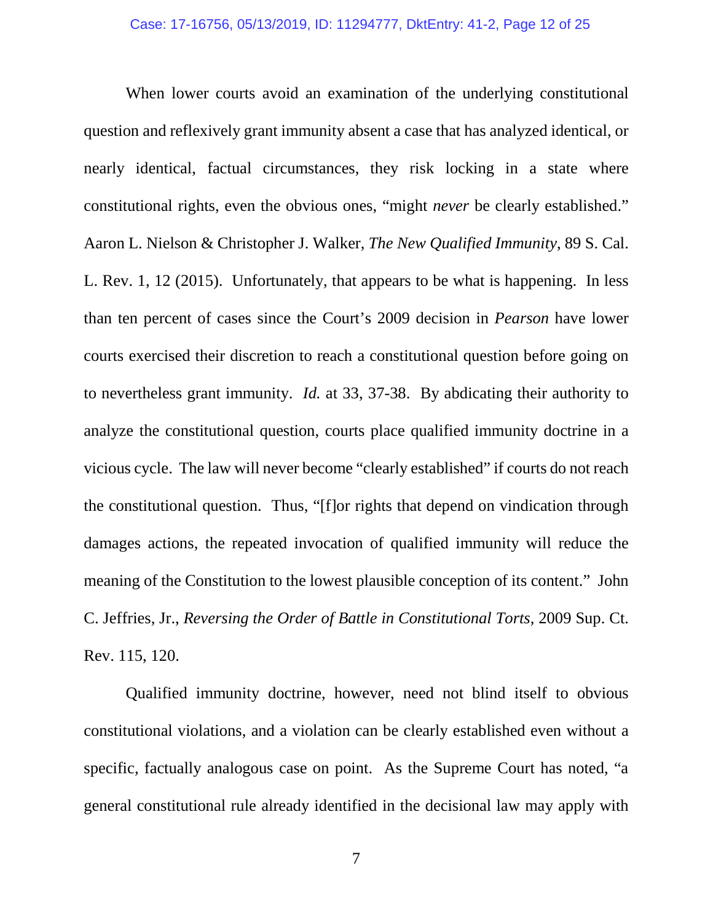When lower courts avoid an examination of the underlying constitutional question and reflexively grant immunity absent a case that has analyzed identical, or nearly identical, factual circumstances, they risk locking in a state where constitutional rights, even the obvious ones, "might *never* be clearly established." Aaron L. Nielson & Christopher J. Walker, *The New Qualified Immunity*, 89 S. Cal. L. Rev. 1, 12 (2015). Unfortunately, that appears to be what is happening. In less than ten percent of cases since the Court's 2009 decision in *Pearson* have lower courts exercised their discretion to reach a constitutional question before going on to nevertheless grant immunity. *Id.* at 33, 37-38. By abdicating their authority to analyze the constitutional question, courts place qualified immunity doctrine in a vicious cycle. The law will never become "clearly established" if courts do not reach the constitutional question. Thus, "[f]or rights that depend on vindication through damages actions, the repeated invocation of qualified immunity will reduce the meaning of the Constitution to the lowest plausible conception of its content." John C. Jeffries, Jr., *Reversing the Order of Battle in Constitutional Torts*, 2009 Sup. Ct. Rev. 115, 120.

Qualified immunity doctrine, however, need not blind itself to obvious constitutional violations, and a violation can be clearly established even without a specific, factually analogous case on point. As the Supreme Court has noted, "a general constitutional rule already identified in the decisional law may apply with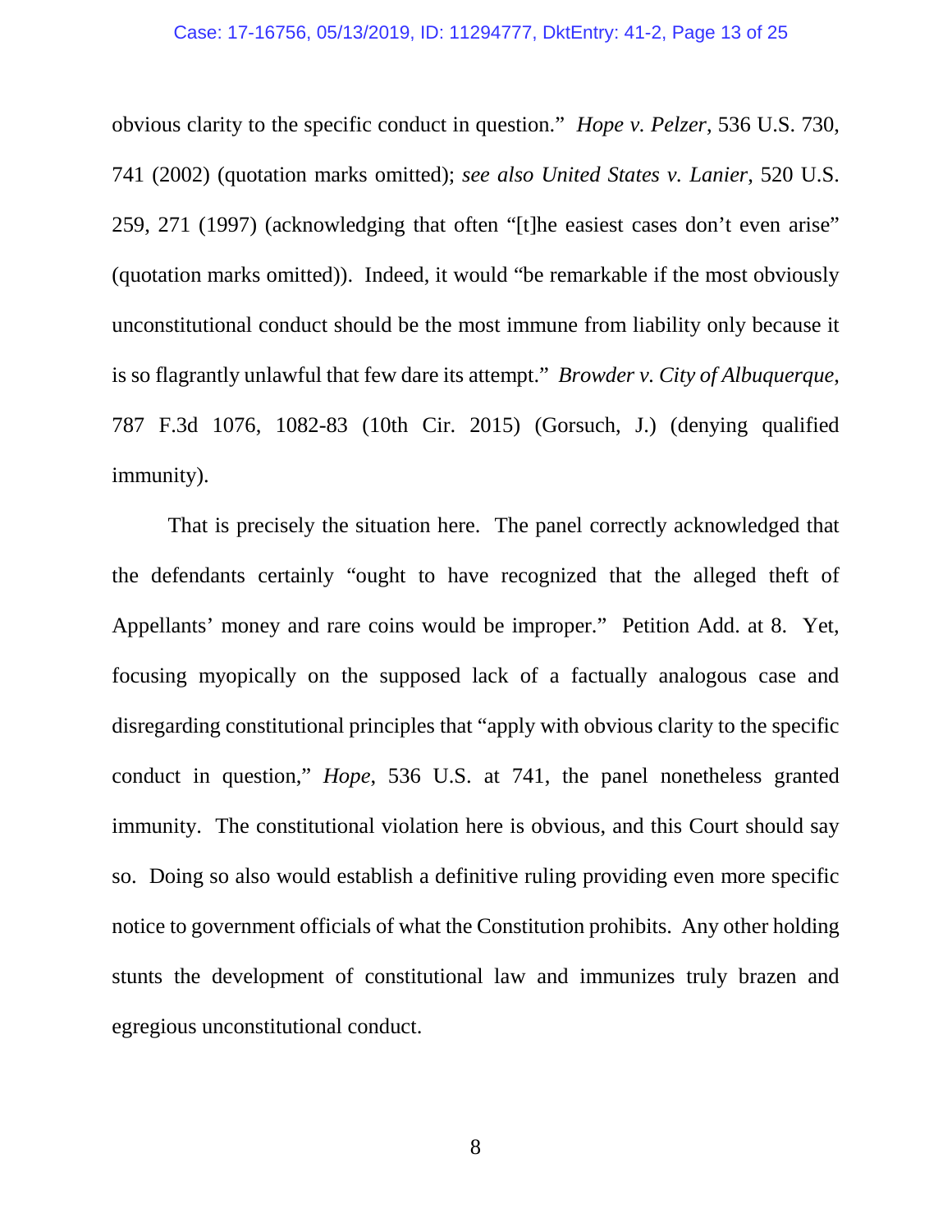obvious clarity to the specific conduct in question." *Hope v. Pelzer*, 536 U.S. 730, 741 (2002) (quotation marks omitted); *see also United States v. Lanier*, 520 U.S. 259, 271 (1997) (acknowledging that often "[t]he easiest cases don't even arise" (quotation marks omitted)). Indeed, it would "be remarkable if the most obviously unconstitutional conduct should be the most immune from liability only because it is so flagrantly unlawful that few dare its attempt." *Browder v. City of Albuquerque*, 787 F.3d 1076, 1082-83 (10th Cir. 2015) (Gorsuch, J.) (denying qualified immunity).

That is precisely the situation here. The panel correctly acknowledged that the defendants certainly "ought to have recognized that the alleged theft of Appellants' money and rare coins would be improper." Petition Add. at 8. Yet, focusing myopically on the supposed lack of a factually analogous case and disregarding constitutional principles that "apply with obvious clarity to the specific conduct in question," *Hope*, 536 U.S. at 741, the panel nonetheless granted immunity. The constitutional violation here is obvious, and this Court should say so. Doing so also would establish a definitive ruling providing even more specific notice to government officials of what the Constitution prohibits. Any other holding stunts the development of constitutional law and immunizes truly brazen and egregious unconstitutional conduct.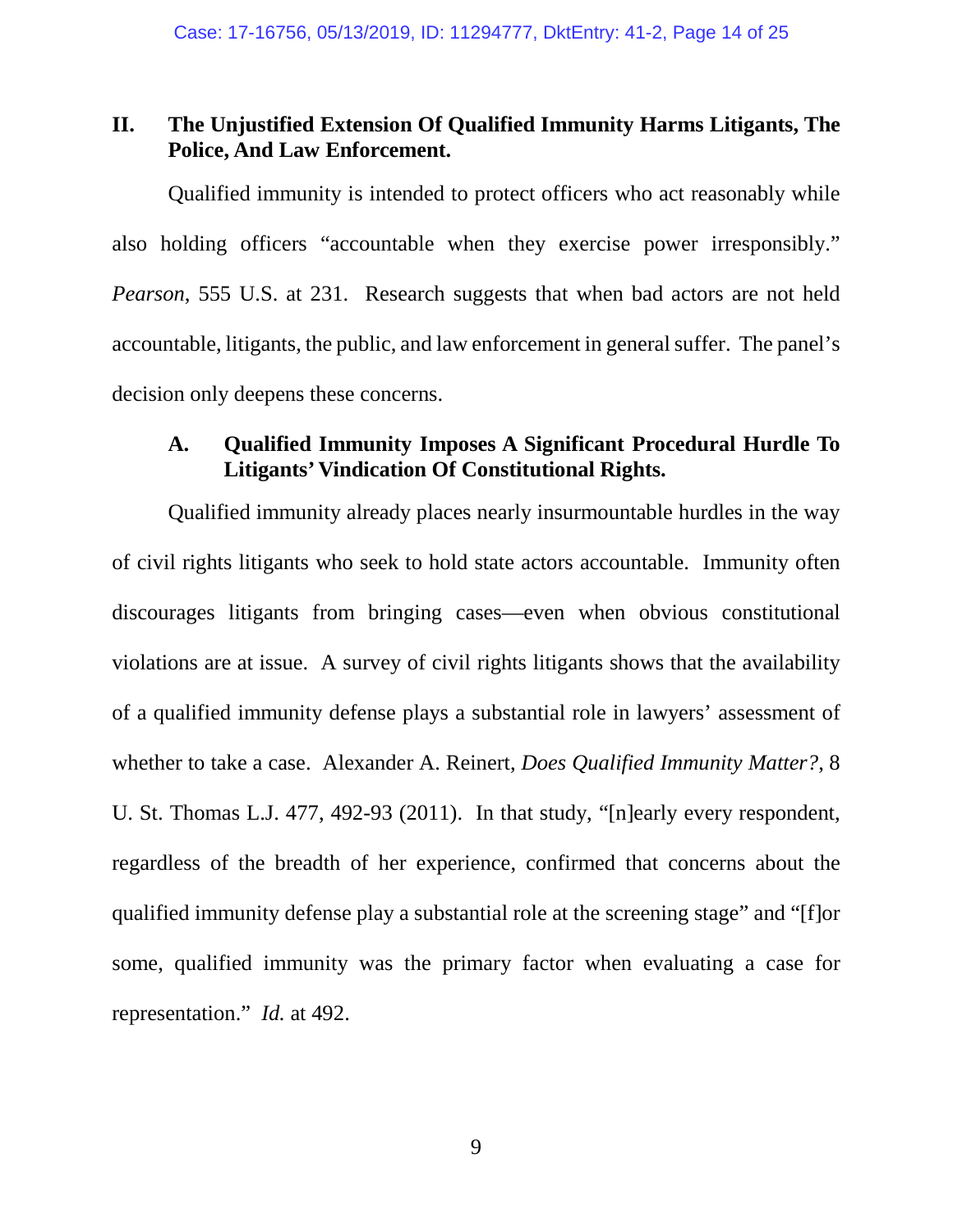## II. The Unjustified Extension Of Qualified Immunity Harms Litigants, The Police, And Law Enforcement.

Qualified immunity is intended to protect officers who act reasonably while also holding officers "accountable when they exercise power irresponsibly." *Pearson*, 555 U.S. at 231. Research suggests that when bad actors are not held accountable, litigants, the public, and law enforcement in general suffer. The panel's decision only deepens these concerns.

### A. Qualified Immunity Imposes A Significant Procedural Hurdle To Litigants' Vindication Of Constitutional Rights.

Qualified immunity already places nearly insurmountable hurdles in the way of civil rights litigants who seek to hold state actors accountable. Immunity often discourages litigants from bringing cases—even when obvious constitutional violations are at issue. A survey of civil rights litigants shows that the availability of a qualified immunity defense plays a substantial role in lawyers' assessment of whether to take a case. Alexander A. Reinert, *Does Qualified Immunity Matter?*, 8 U. St. Thomas L.J. 477, 492-93 (2011). In that study, "[n]early every respondent, regardless of the breadth of her experience, confirmed that concerns about the qualified immunity defense play a substantial role at the screening stage" and "[f]or some, qualified immunity was the primary factor when evaluating a case for representation." *Id.* at 492.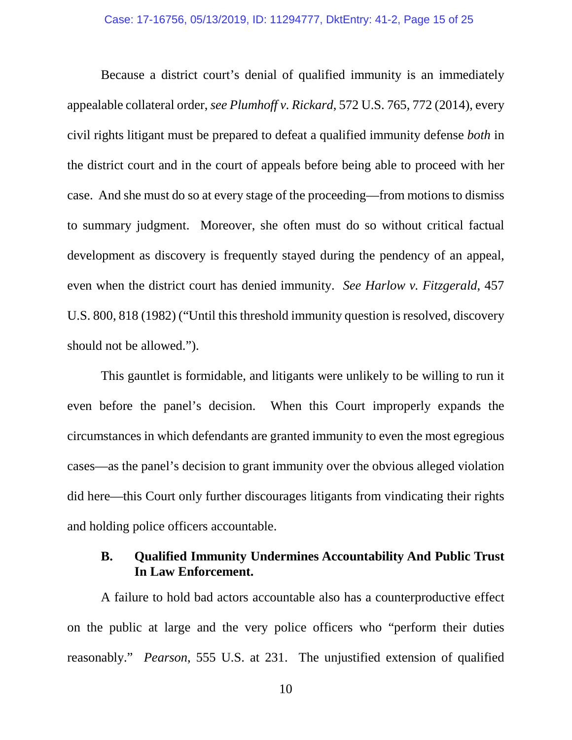Because a district court's denial of qualified immunity is an immediately appealable collateral order, *see Plumhoff v. Rickard*, 572 U.S. 765, 772 (2014), every civil rights litigant must be prepared to defeat a qualified immunity defense *both* in the district court and in the court of appeals before being able to proceed with her case. And she must do so at every stage of the proceeding—from motions to dismiss to summary judgment. Moreover, she often must do so without critical factual development as discovery is frequently stayed during the pendency of an appeal, even when the district court has denied immunity. *See Harlow v. Fitzgerald*, 457 U.S. 800, 818 (1982) ("Until this threshold immunity question is resolved, discovery should not be allowed.").

This gauntlet is formidable, and litigants were unlikely to be willing to run it even before the panel's decision. When this Court improperly expands the circumstances in which defendants are granted immunity to even the most egregious cases—as the panel's decision to grant immunity over the obvious alleged violation did here—this Court only further discourages litigants from vindicating their rights and holding police officers accountable.

### B. Qualified Immunity Undermines Accountability And Public Trust In Law Enforcement.

A failure to hold bad actors accountable also has a counterproductive effect on the public at large and the very police officers who "perform their duties reasonably." *Pearson*, 555 U.S. at 231. The unjustified extension of qualified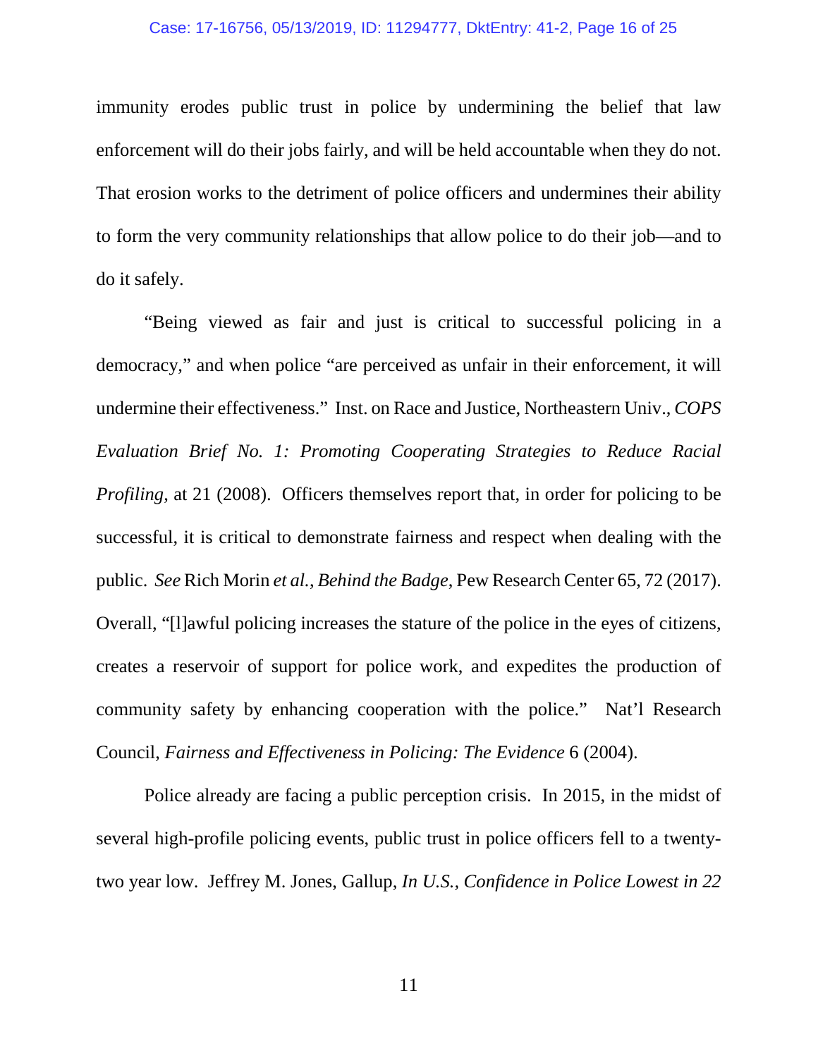immunity erodes public trust in police by undermining the belief that law enforcement will do their jobs fairly, and will be held accountable when they do not. That erosion works to the detriment of police officers and undermines their ability to form the very community relationships that allow police to do their job—and to do it safely.

"Being viewed as fair and just is critical to successful policing in a democracy," and when police "are perceived as unfair in their enforcement, it will undermine their effectiveness." Inst. on Race and Justice, Northeastern Univ., *COPS Evaluation Brief No. 1: Promoting Cooperating Strategies to Reduce Racial Profiling*, at 21 (2008). Officers themselves report that, in order for policing to be successful, it is critical to demonstrate fairness and respect when dealing with the public. *See* Rich Morin *et al.*, *Behind the Badge*, Pew Research Center 65, 72 (2017). Overall, "[l]awful policing increases the stature of the police in the eyes of citizens, creates a reservoir of support for police work, and expedites the production of community safety by enhancing cooperation with the police." Nat'l Research Council, *Fairness and Effectiveness in Policing: The Evidence* 6 (2004).

Police already are facing a public perception crisis. In 2015, in the midst of several high-profile policing events, public trust in police officers fell to a twenty-two year low. Jeffrey M. Jones, Gallup, *In U.S., Confidence in Police Lowest in 22*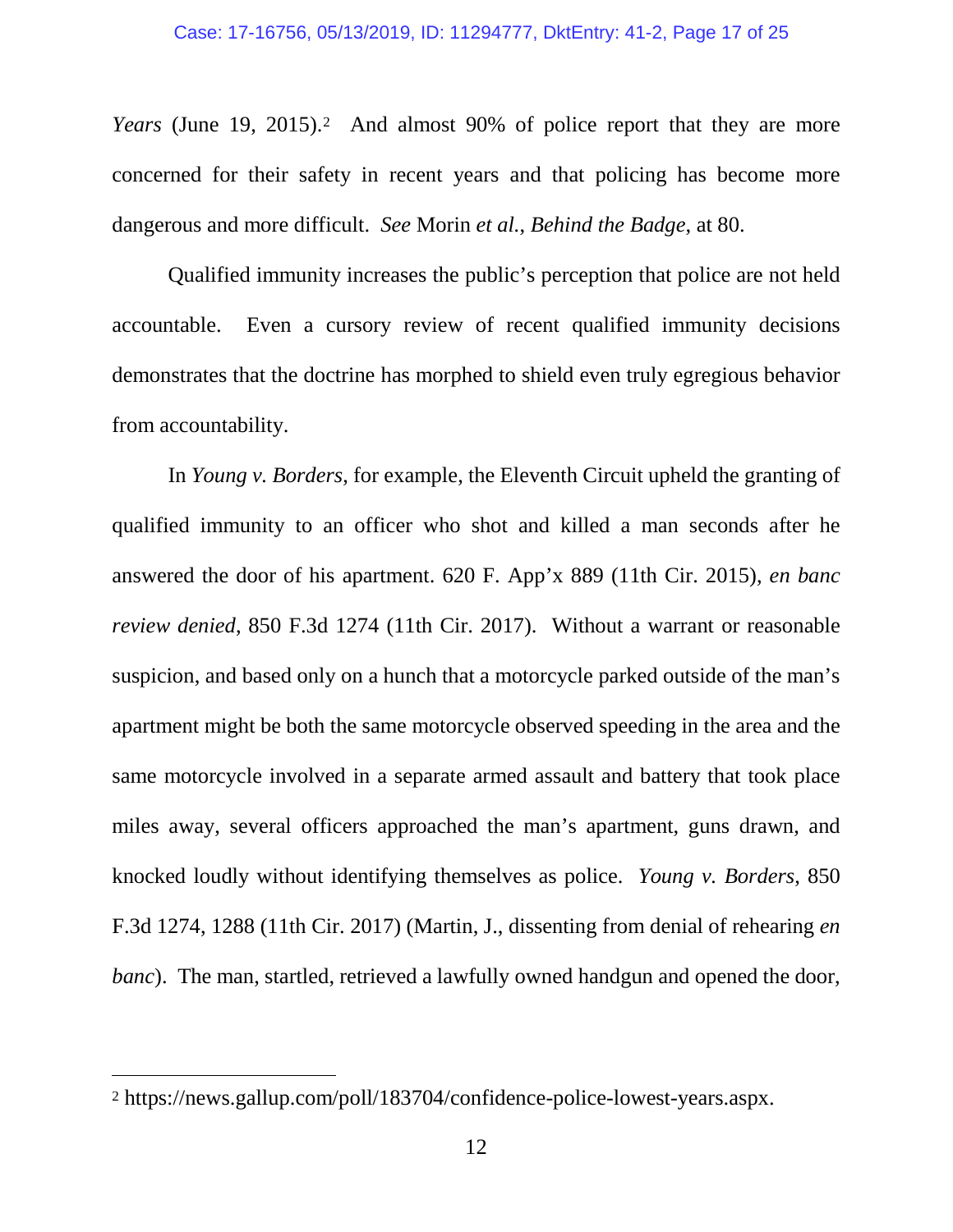*Years* (June 19, 2015).[2] And almost 90% of police report that they are more concerned for their safety in recent years and that policing has become more dangerous and more difficult. *See* Morin *et al.*, *Behind the Badge*, at 80.

Qualified immunity increases the public's perception that police are not held accountable. Even a cursory review of recent qualified immunity decisions demonstrates that the doctrine has morphed to shield even truly egregious behavior from accountability.

In *Young v. Borders*, for example, the Eleventh Circuit upheld the granting of qualified immunity to an officer who shot and killed a man seconds after he answered the door of his apartment. 620 F. App'x 889 (11th Cir. 2015), *en banc review denied*, 850 F.3d 1274 (11th Cir. 2017). Without a warrant or reasonable suspicion, and based only on a hunch that a motorcycle parked outside of the man's apartment might be both the same motorcycle observed speeding in the area and the same motorcycle involved in a separate armed assault and battery that took place miles away, several officers approached the man's apartment, guns drawn, and knocked loudly without identifying themselves as police. *Young v. Borders*, 850 F.3d 1274, 1288 (11th Cir. 2017) (Martin, J., dissenting from denial of rehearing *en banc*). The man, startled, retrieved a lawfully owned handgun and opened the door,

---

[2] https://news.gallup.com/poll/183704/confidence-police-lowest-years.aspx.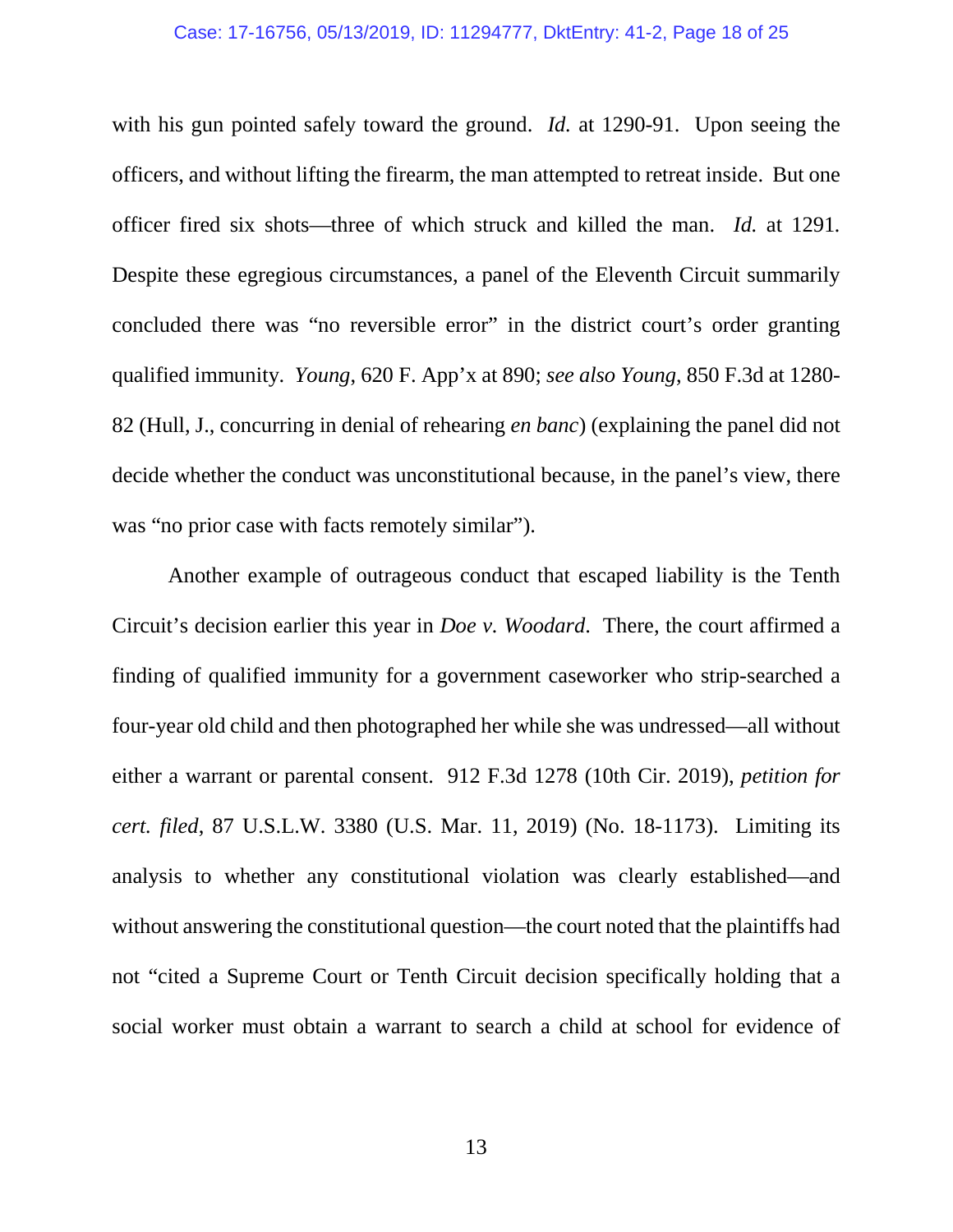with his gun pointed safely toward the ground. *Id.* at 1290-91. Upon seeing the officers, and without lifting the firearm, the man attempted to retreat inside. But one officer fired six shots—three of which struck and killed the man. *Id.* at 1291. Despite these egregious circumstances, a panel of the Eleventh Circuit summarily concluded there was "no reversible error" in the district court's order granting qualified immunity. *Young*, 620 F. App'x at 890; *see also Young*, 850 F.3d at 1280-82 (Hull, J., concurring in denial of rehearing *en banc*) (explaining the panel did not decide whether the conduct was unconstitutional because, in the panel's view, there was "no prior case with facts remotely similar").

Another example of outrageous conduct that escaped liability is the Tenth Circuit's decision earlier this year in *Doe v. Woodard*. There, the court affirmed a finding of qualified immunity for a government caseworker who strip-searched a four-year old child and then photographed her while she was undressed—all without either a warrant or parental consent. 912 F.3d 1278 (10th Cir. 2019), *petition for cert. filed*, 87 U.S.L.W. 3380 (U.S. Mar. 11, 2019) (No. 18-1173). Limiting its analysis to whether any constitutional violation was clearly established—and without answering the constitutional question—the court noted that the plaintiffs had not "cited a Supreme Court or Tenth Circuit decision specifically holding that a social worker must obtain a warrant to search a child at school for evidence of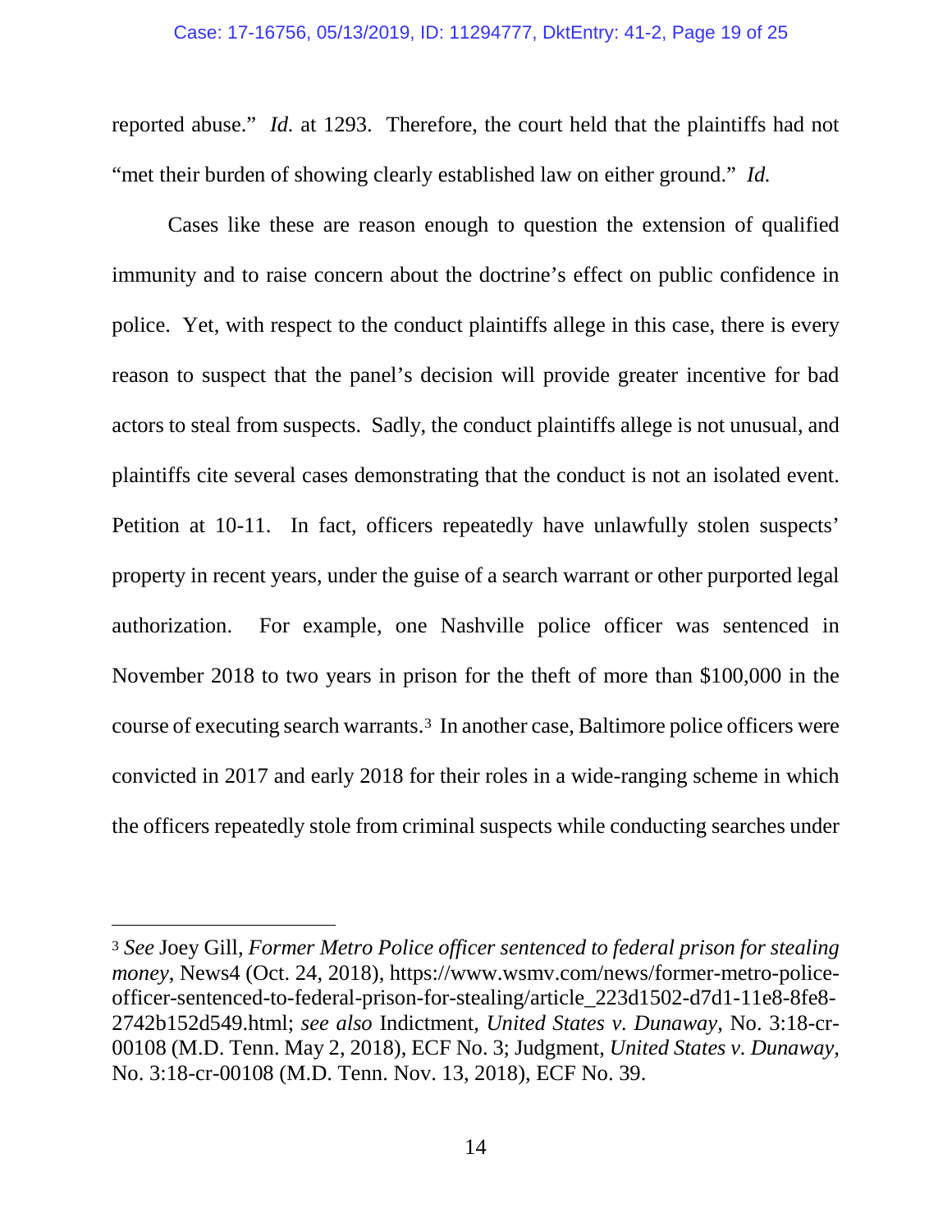reported abuse." *Id.* at 1293. Therefore, the court held that the plaintiffs had not "met their burden of showing clearly established law on either ground." *Id.*

Cases like these are reason enough to question the extension of qualified immunity and to raise concern about the doctrine's effect on public confidence in police. Yet, with respect to the conduct plaintiffs allege in this case, there is every reason to suspect that the panel's decision will provide greater incentive for bad actors to steal from suspects. Sadly, the conduct plaintiffs allege is not unusual, and plaintiffs cite several cases demonstrating that the conduct is not an isolated event. Petition at 10-11. In fact, officers repeatedly have unlawfully stolen suspects' property in recent years, under the guise of a search warrant or other purported legal authorization. For example, one Nashville police officer was sentenced in November 2018 to two years in prison for the theft of more than $100,000 in the course of executing search warrants.[3] In another case, Baltimore police officers were convicted in 2017 and early 2018 for their roles in a wide-ranging scheme in which the officers repeatedly stole from criminal suspects while conducting searches under

---

[3] *See* Joey Gill, *Former Metro Police officer sentenced to federal prison for stealing money*, News4 (Oct. 24, 2018), https://www.wsmv.com/news/former-metro-police-officer-sentenced-to-federal-prison-for-stealing/article_223d1502-d7d1-11e8-8fe8-2742b152d549.html; *see also* Indictment, *United States v. Dunaway*, No. 3:18-cr-00108 (M.D. Tenn. May 2, 2018), ECF No. 3; Judgment, *United States v. Dunaway*, No. 3:18-cr-00108 (M.D. Tenn. Nov. 13, 2018), ECF No. 39.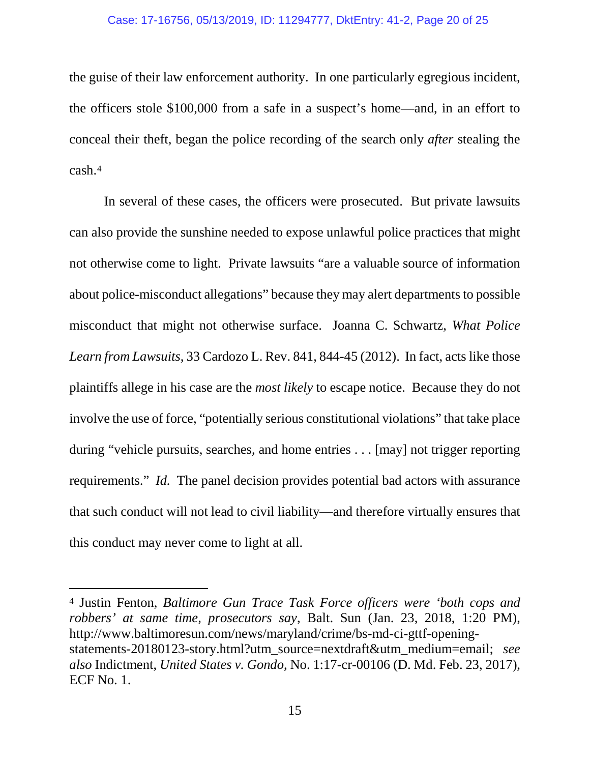the guise of their law enforcement authority. In one particularly egregious incident, the officers stole $100,000 from a safe in a suspect's home—and, in an effort to conceal their theft, began the police recording of the search only *after* stealing the cash.[4]

In several of these cases, the officers were prosecuted. But private lawsuits can also provide the sunshine needed to expose unlawful police practices that might not otherwise come to light. Private lawsuits "are a valuable source of information about police-misconduct allegations" because they may alert departments to possible misconduct that might not otherwise surface. Joanna C. Schwartz, *What Police Learn from Lawsuits*, 33 Cardozo L. Rev. 841, 844-45 (2012). In fact, acts like those plaintiffs allege in his case are the *most likely* to escape notice. Because they do not involve the use of force, "potentially serious constitutional violations" that take place during "vehicle pursuits, searches, and home entries . . . [may] not trigger reporting requirements." *Id.* The panel decision provides potential bad actors with assurance that such conduct will not lead to civil liability—and therefore virtually ensures that this conduct may never come to light at all.

---

[4] Justin Fenton, *Baltimore Gun Trace Task Force officers were 'both cops and robbers' at same time, prosecutors say*, Balt. Sun (Jan. 23, 2018, 1:20 PM), http://www.baltimoresun.com/news/maryland/crime/bs-md-ci-gttf-opening-statements-20180123-story.html?utm_source=nextdraft&utm_medium=email; *see also* Indictment, *United States v. Gondo*, No. 1:17-cr-00106 (D. Md. Feb. 23, 2017), ECF No. 1.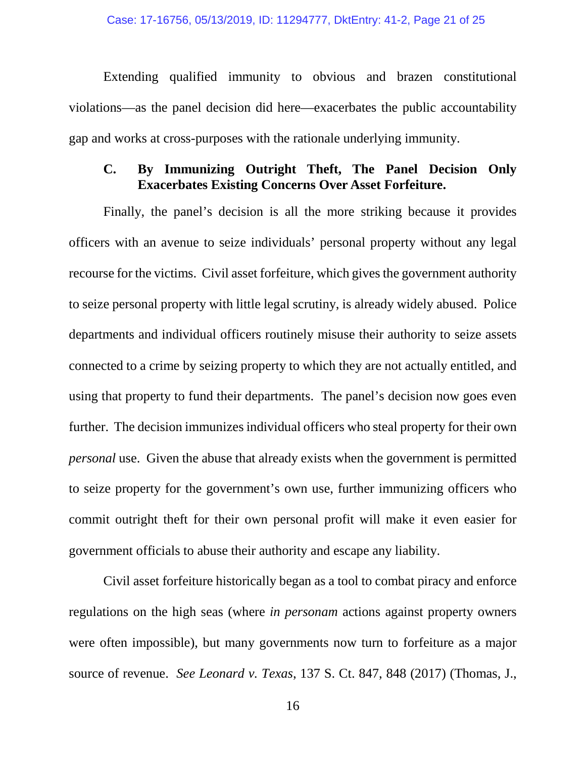Extending qualified immunity to obvious and brazen constitutional violations—as the panel decision did here—exacerbates the public accountability gap and works at cross-purposes with the rationale underlying immunity.

### C. By Immunizing Outright Theft, The Panel Decision Only Exacerbates Existing Concerns Over Asset Forfeiture.

Finally, the panel's decision is all the more striking because it provides officers with an avenue to seize individuals' personal property without any legal recourse for the victims. Civil asset forfeiture, which gives the government authority to seize personal property with little legal scrutiny, is already widely abused. Police departments and individual officers routinely misuse their authority to seize assets connected to a crime by seizing property to which they are not actually entitled, and using that property to fund their departments. The panel's decision now goes even further. The decision immunizes individual officers who steal property for their own *personal* use. Given the abuse that already exists when the government is permitted to seize property for the government's own use, further immunizing officers who commit outright theft for their own personal profit will make it even easier for government officials to abuse their authority and escape any liability.

Civil asset forfeiture historically began as a tool to combat piracy and enforce regulations on the high seas (where *in personam* actions against property owners were often impossible), but many governments now turn to forfeiture as a major source of revenue. *See Leonard v. Texas*, 137 S. Ct. 847, 848 (2017) (Thomas, J.,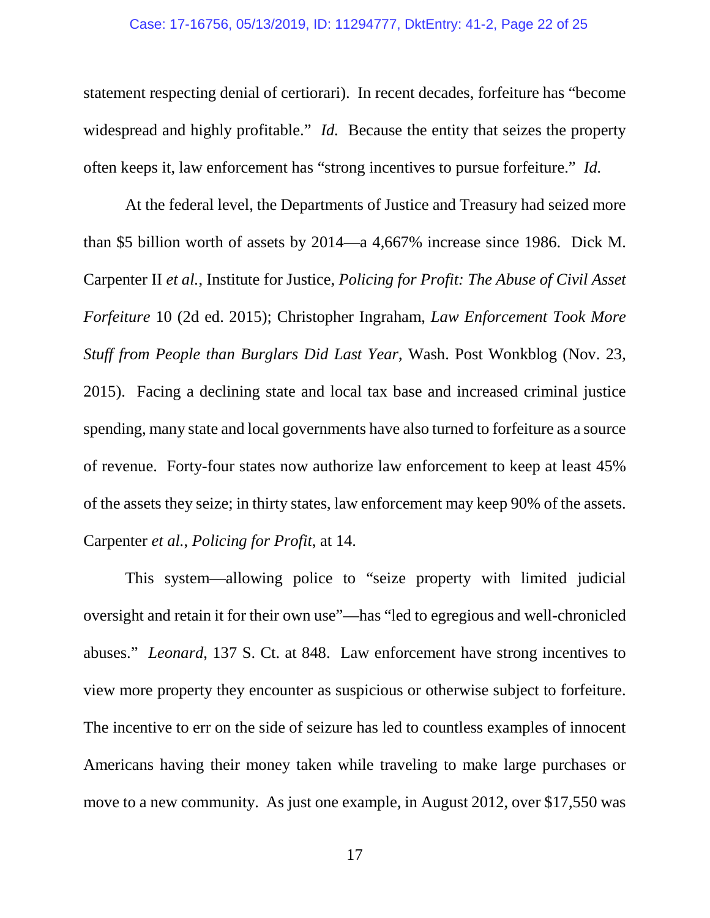statement respecting denial of certiorari). In recent decades, forfeiture has "become widespread and highly profitable." *Id.* Because the entity that seizes the property often keeps it, law enforcement has "strong incentives to pursue forfeiture." *Id.*

At the federal level, the Departments of Justice and Treasury had seized more than $5 billion worth of assets by 2014—a 4,667% increase since 1986. Dick M. Carpenter II *et al.*, Institute for Justice, *Policing for Profit: The Abuse of Civil Asset Forfeiture* 10 (2d ed. 2015); Christopher Ingraham, *Law Enforcement Took More Stuff from People than Burglars Did Last Year*, Wash. Post Wonkblog (Nov. 23, 2015). Facing a declining state and local tax base and increased criminal justice spending, many state and local governments have also turned to forfeiture as a source of revenue. Forty-four states now authorize law enforcement to keep at least 45% of the assets they seize; in thirty states, law enforcement may keep 90% of the assets. Carpenter *et al.*, *Policing for Profit*, at 14.

This system—allowing police to "seize property with limited judicial oversight and retain it for their own use"—has "led to egregious and well-chronicled abuses." *Leonard*, 137 S. Ct. at 848. Law enforcement have strong incentives to view more property they encounter as suspicious or otherwise subject to forfeiture. The incentive to err on the side of seizure has led to countless examples of innocent Americans having their money taken while traveling to make large purchases or move to a new community. As just one example, in August 2012, over $17,550 was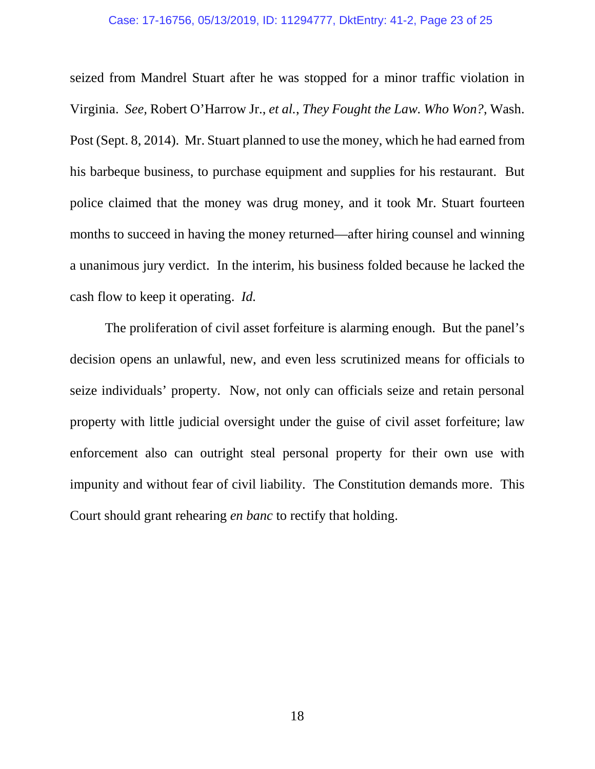seized from Mandrel Stuart after he was stopped for a minor traffic violation in Virginia. *See*, Robert O'Harrow Jr., *et al.*, *They Fought the Law. Who Won?*, Wash. Post (Sept. 8, 2014). Mr. Stuart planned to use the money, which he had earned from his barbeque business, to purchase equipment and supplies for his restaurant. But police claimed that the money was drug money, and it took Mr. Stuart fourteen months to succeed in having the money returned—after hiring counsel and winning a unanimous jury verdict. In the interim, his business folded because he lacked the cash flow to keep it operating. *Id.*

The proliferation of civil asset forfeiture is alarming enough. But the panel's decision opens an unlawful, new, and even less scrutinized means for officials to seize individuals' property. Now, not only can officials seize and retain personal property with little judicial oversight under the guise of civil asset forfeiture; law enforcement also can outright steal personal property for their own use with impunity and without fear of civil liability. The Constitution demands more. This Court should grant rehearing *en banc* to rectify that holding.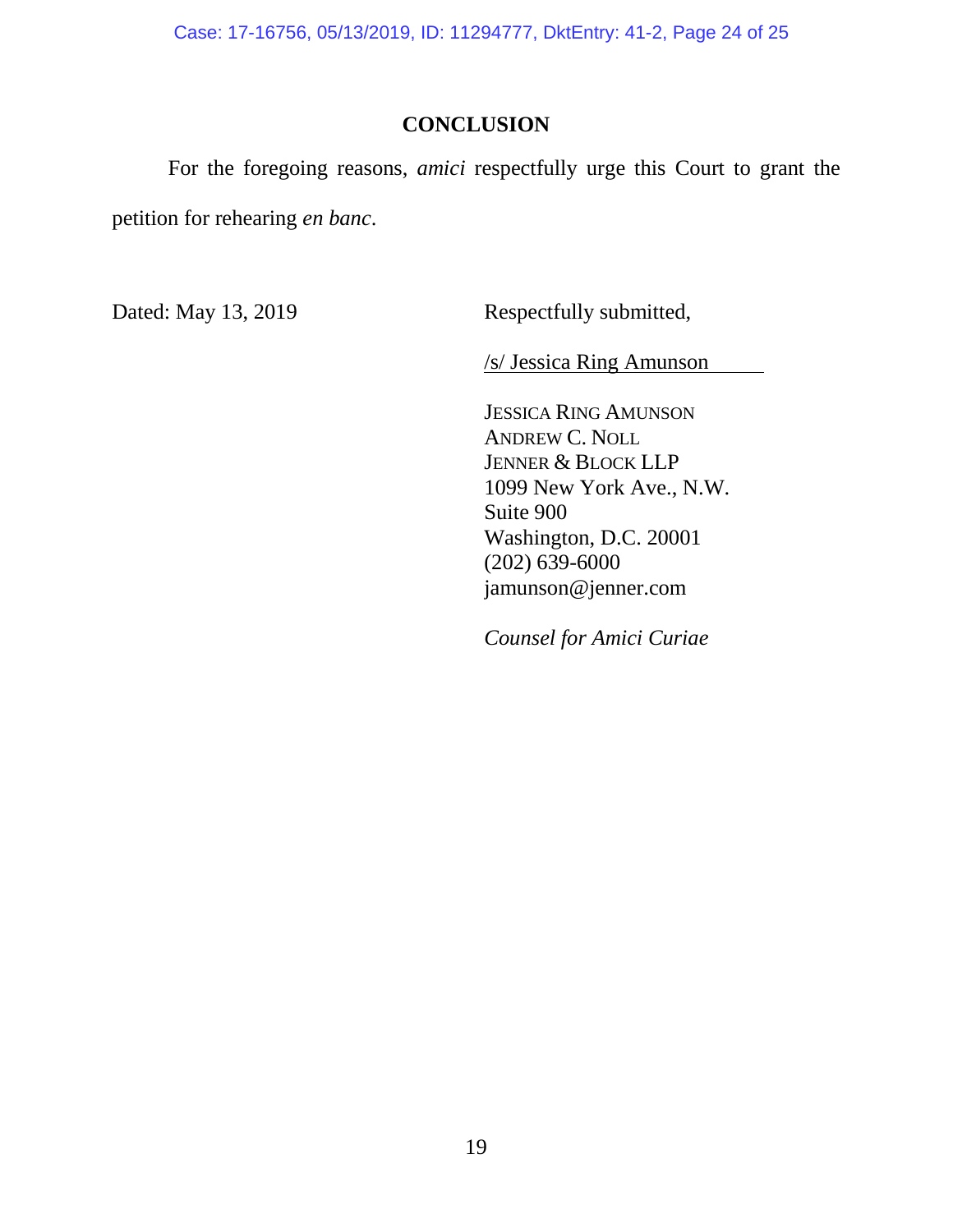## CONCLUSION

For the foregoing reasons, *amici* respectfully urge this Court to grant the petition for rehearing *en banc*.

Dated: May 13, 2019

Respectfully submitted,

/s/ Jessica Ring Amunson

JESSICA RING AMUNSON
ANDREW C. NOLL
JENNER & BLOCK LLP
1099 New York Ave., N.W.
Suite 900
Washington, D.C. 20001
(202) 639-6000
jamunson@jenner.com

*Counsel for Amici Curiae*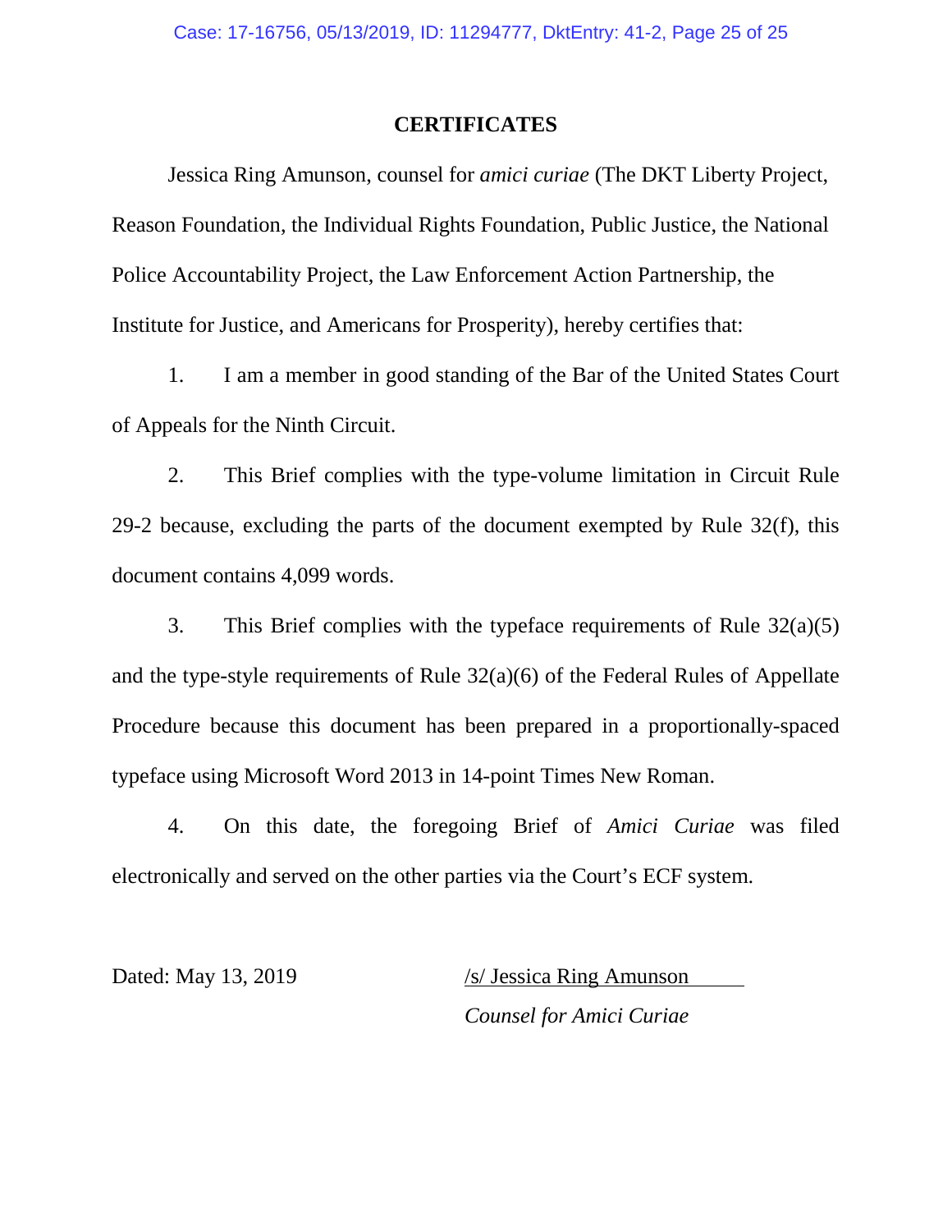# CERTIFICATES

Jessica Ring Amunson, counsel for *amici curiae* (The DKT Liberty Project, Reason Foundation, the Individual Rights Foundation, Public Justice, the National Police Accountability Project, the Law Enforcement Action Partnership, the Institute for Justice, and Americans for Prosperity), hereby certifies that:

1. I am a member in good standing of the Bar of the United States Court of Appeals for the Ninth Circuit.

2. This Brief complies with the type-volume limitation in Circuit Rule 29-2 because, excluding the parts of the document exempted by Rule 32(f), this document contains 4,099 words.

3. This Brief complies with the typeface requirements of Rule 32(a)(5) and the type-style requirements of Rule 32(a)(6) of the Federal Rules of Appellate Procedure because this document has been prepared in a proportionally-spaced typeface using Microsoft Word 2013 in 14-point Times New Roman.

4. On this date, the foregoing Brief of *Amici Curiae* was filed electronically and served on the other parties via the Court's ECF system.

Dated: May 13, 2019

/s/ Jessica Ring Amunson
*Counsel for Amici Curiae*